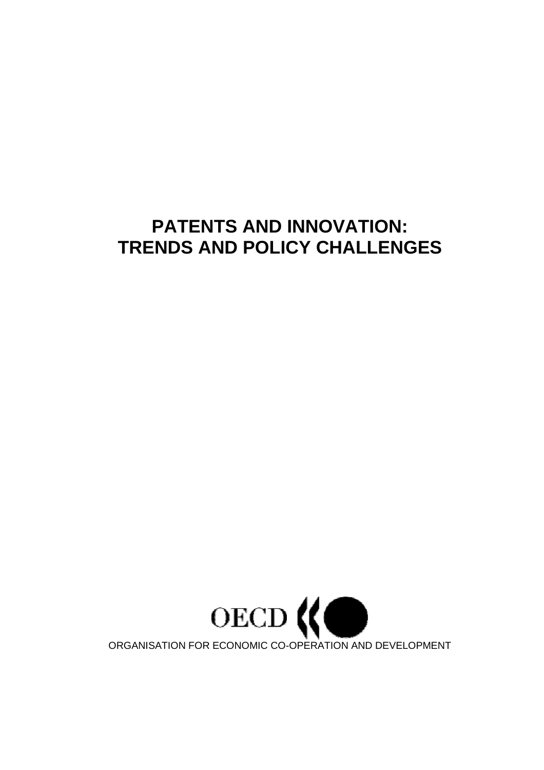# PATENTS AND INNOVATION:
# TRENDS AND POLICY CHALLENGES

OECD

ORGANISATION FOR ECONOMIC CO-OPERATION AND DEVELOPMENT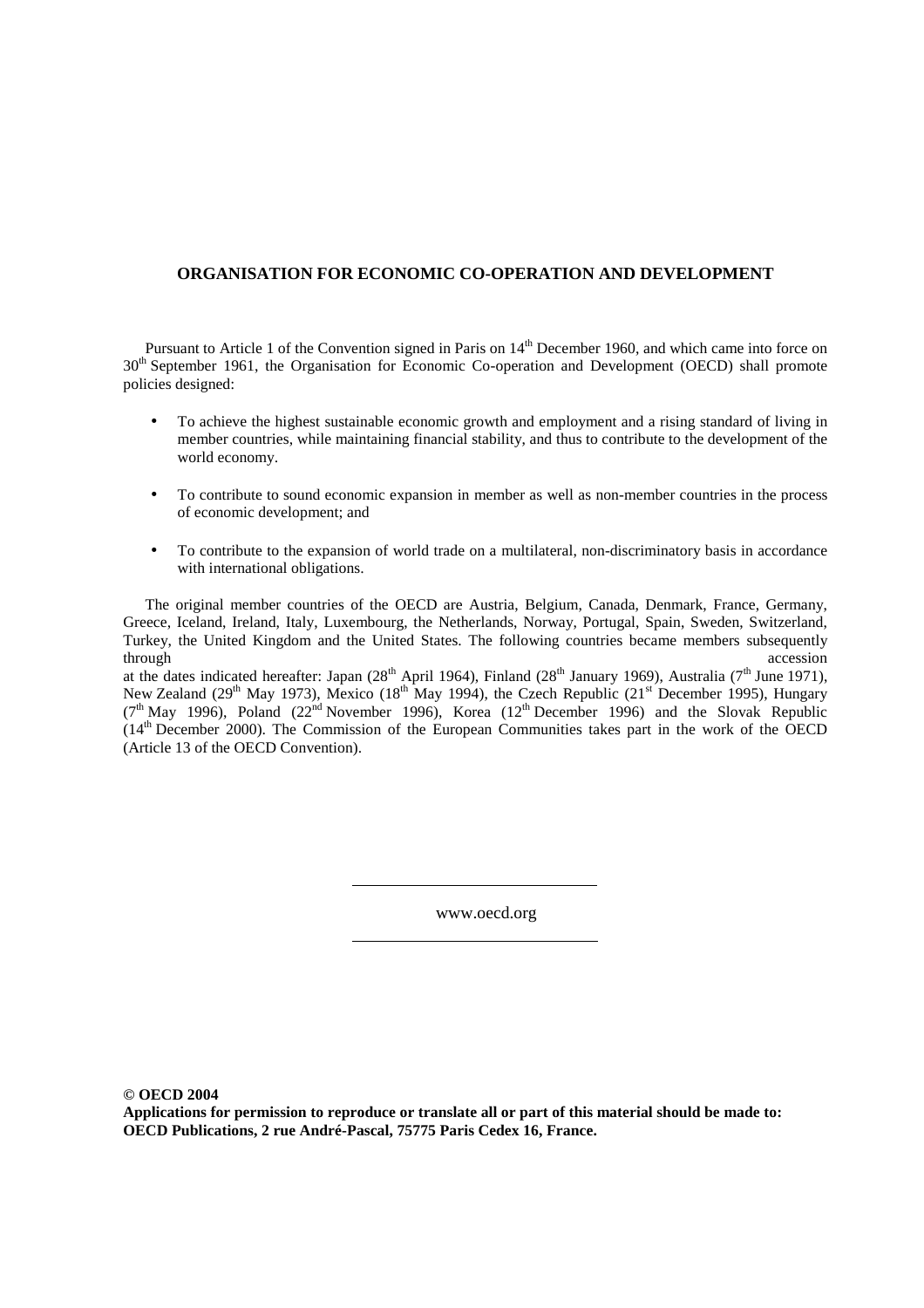**ORGANISATION FOR ECONOMIC CO-OPERATION AND DEVELOPMENT**

Pursuant to Article 1 of the Convention signed in Paris on 14th December 1960, and which came into force on 30th September 1961, the Organisation for Economic Co-operation and Development (OECD) shall promote policies designed:

- To achieve the highest sustainable economic growth and employment and a rising standard of living in member countries, while maintaining financial stability, and thus to contribute to the development of the world economy.
- To contribute to sound economic expansion in member as well as non-member countries in the process of economic development; and
- To contribute to the expansion of world trade on a multilateral, non-discriminatory basis in accordance with international obligations.

The original member countries of the OECD are Austria, Belgium, Canada, Denmark, France, Germany, Greece, Iceland, Ireland, Italy, Luxembourg, the Netherlands, Norway, Portugal, Spain, Sweden, Switzerland, Turkey, the United Kingdom and the United States. The following countries became members subsequently through accession at the dates indicated hereafter: Japan (28th April 1964), Finland (28th January 1969), Australia (7th June 1971), New Zealand (29th May 1973), Mexico (18th May 1994), the Czech Republic (21st December 1995), Hungary (7th May 1996), Poland (22nd November 1996), Korea (12th December 1996) and the Slovak Republic (14th December 2000). The Commission of the European Communities takes part in the work of the OECD (Article 13 of the OECD Convention).

www.oecd.org

**© OECD 2004**
**Applications for permission to reproduce or translate all or part of this material should be made to: OECD Publications, 2 rue André-Pascal, 75775 Paris Cedex 16, France.**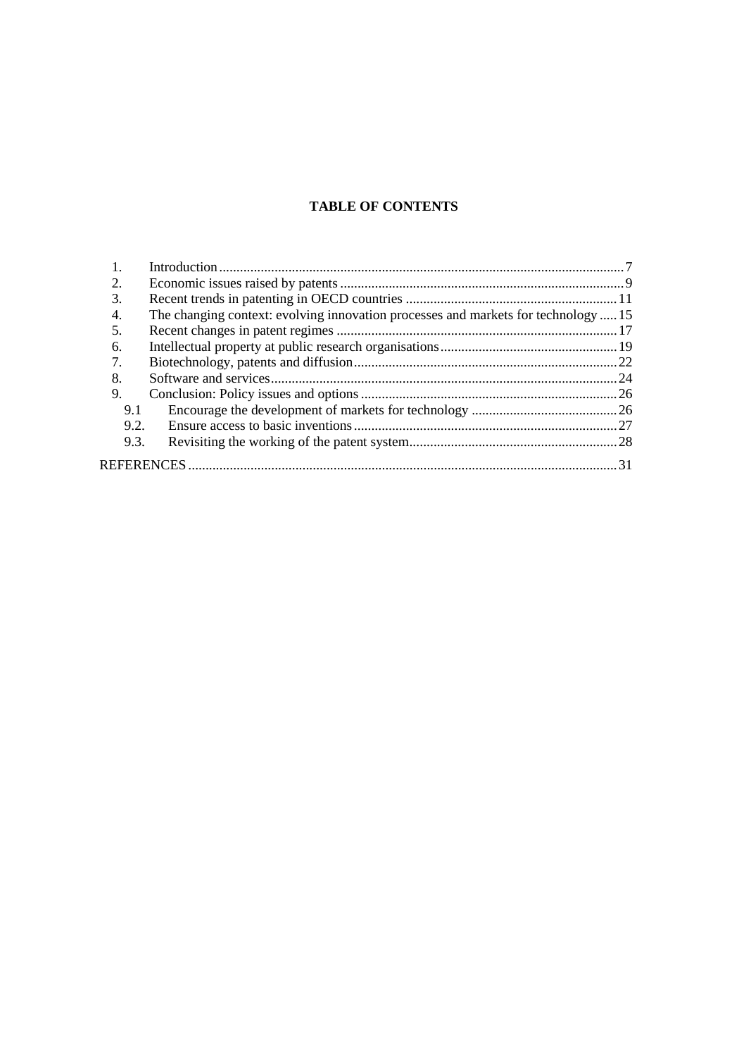**TABLE OF CONTENTS**

1. Introduction ....................................................................................................................7
2. Economic issues raised by patents ..................................................................................9
3. Recent trends in patenting in OECD countries .............................................................11
4. The changing context: evolving innovation processes and markets for technology .....15
5. Recent changes in patent regimes .................................................................................17
6. Intellectual property at public research organisations...................................................19
7. Biotechnology, patents and diffusion............................................................................22
8. Software and services....................................................................................................24
9. Conclusion: Policy issues and options ..........................................................................26
   - 9.1 Encourage the development of markets for technology ..........................................26
   - 9.2. Ensure access to basic inventions...........................................................................27
   - 9.3. Revisiting the working of the patent system............................................................28

REFERENCES ...........................................................................................................................31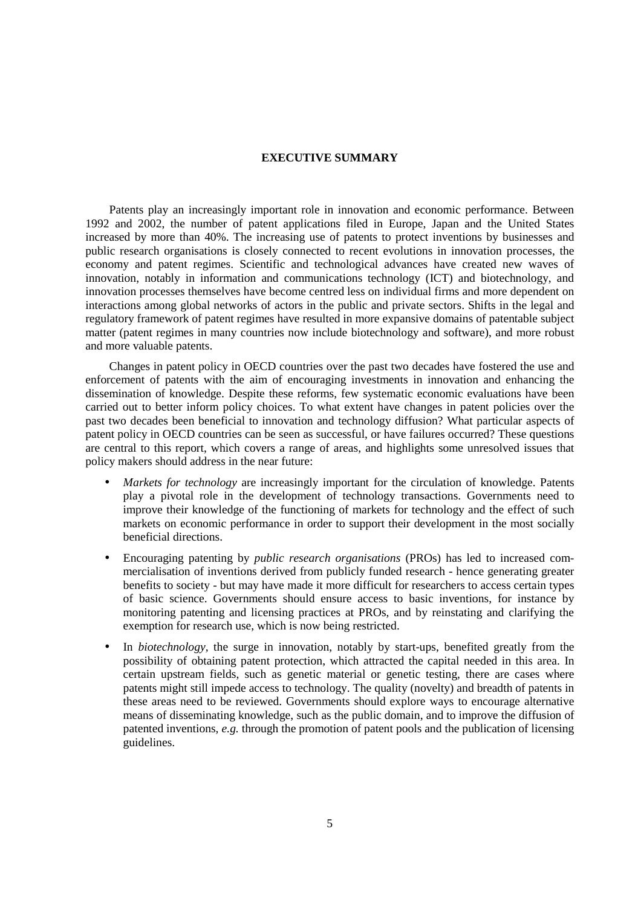# EXECUTIVE SUMMARY

Patents play an increasingly important role in innovation and economic performance. Between 1992 and 2002, the number of patent applications filed in Europe, Japan and the United States increased by more than 40%. The increasing use of patents to protect inventions by businesses and public research organisations is closely connected to recent evolutions in innovation processes, the economy and patent regimes. Scientific and technological advances have created new waves of innovation, notably in information and communications technology (ICT) and biotechnology, and innovation processes themselves have become centred less on individual firms and more dependent on interactions among global networks of actors in the public and private sectors. Shifts in the legal and regulatory framework of patent regimes have resulted in more expansive domains of patentable subject matter (patent regimes in many countries now include biotechnology and software), and more robust and more valuable patents.

Changes in patent policy in OECD countries over the past two decades have fostered the use and enforcement of patents with the aim of encouraging investments in innovation and enhancing the dissemination of knowledge. Despite these reforms, few systematic economic evaluations have been carried out to better inform policy choices. To what extent have changes in patent policies over the past two decades been beneficial to innovation and technology diffusion? What particular aspects of patent policy in OECD countries can be seen as successful, or have failures occurred? These questions are central to this report, which covers a range of areas, and highlights some unresolved issues that policy makers should address in the near future:

- *Markets for technology* are increasingly important for the circulation of knowledge. Patents play a pivotal role in the development of technology transactions. Governments need to improve their knowledge of the functioning of markets for technology and the effect of such markets on economic performance in order to support their development in the most socially beneficial directions.
- Encouraging patenting by *public research organisations* (PROs) has led to increased commercialisation of inventions derived from publicly funded research - hence generating greater benefits to society - but may have made it more difficult for researchers to access certain types of basic science. Governments should ensure access to basic inventions, for instance by monitoring patenting and licensing practices at PROs, and by reinstating and clarifying the exemption for research use, which is now being restricted.
- In *biotechnology,* the surge in innovation, notably by start-ups, benefited greatly from the possibility of obtaining patent protection, which attracted the capital needed in this area. In certain upstream fields, such as genetic material or genetic testing, there are cases where patents might still impede access to technology. The quality (novelty) and breadth of patents in these areas need to be reviewed. Governments should explore ways to encourage alternative means of disseminating knowledge, such as the public domain, and to improve the diffusion of patented inventions, *e.g.* through the promotion of patent pools and the publication of licensing guidelines.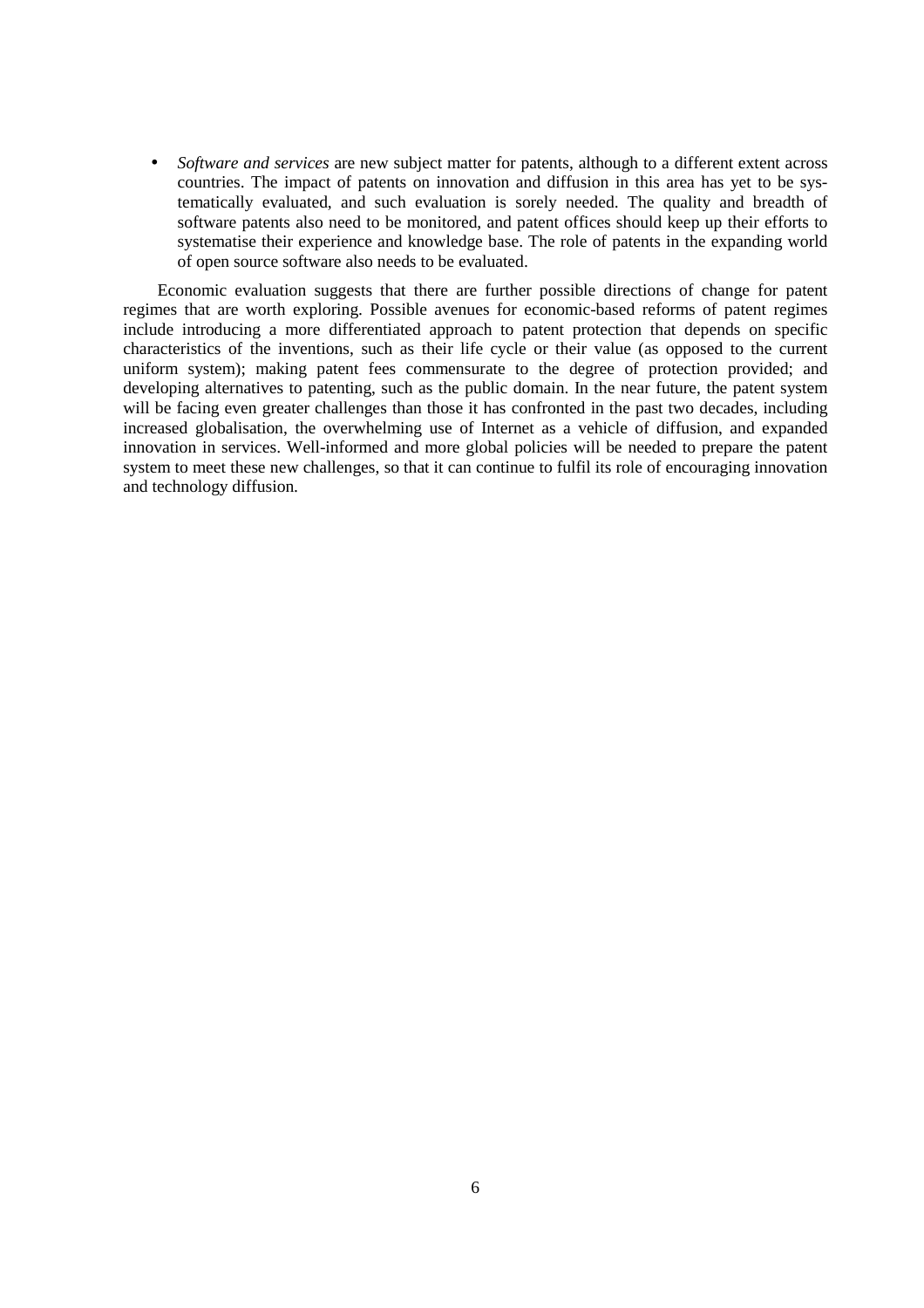- *Software and services* are new subject matter for patents, although to a different extent across countries. The impact of patents on innovation and diffusion in this area has yet to be systematically evaluated, and such evaluation is sorely needed. The quality and breadth of software patents also need to be monitored, and patent offices should keep up their efforts to systematise their experience and knowledge base. The role of patents in the expanding world of open source software also needs to be evaluated.

Economic evaluation suggests that there are further possible directions of change for patent regimes that are worth exploring. Possible avenues for economic-based reforms of patent regimes include introducing a more differentiated approach to patent protection that depends on specific characteristics of the inventions, such as their life cycle or their value (as opposed to the current uniform system); making patent fees commensurate to the degree of protection provided; and developing alternatives to patenting, such as the public domain. In the near future, the patent system will be facing even greater challenges than those it has confronted in the past two decades, including increased globalisation, the overwhelming use of Internet as a vehicle of diffusion, and expanded innovation in services. Well-informed and more global policies will be needed to prepare the patent system to meet these new challenges, so that it can continue to fulfil its role of encouraging innovation and technology diffusion.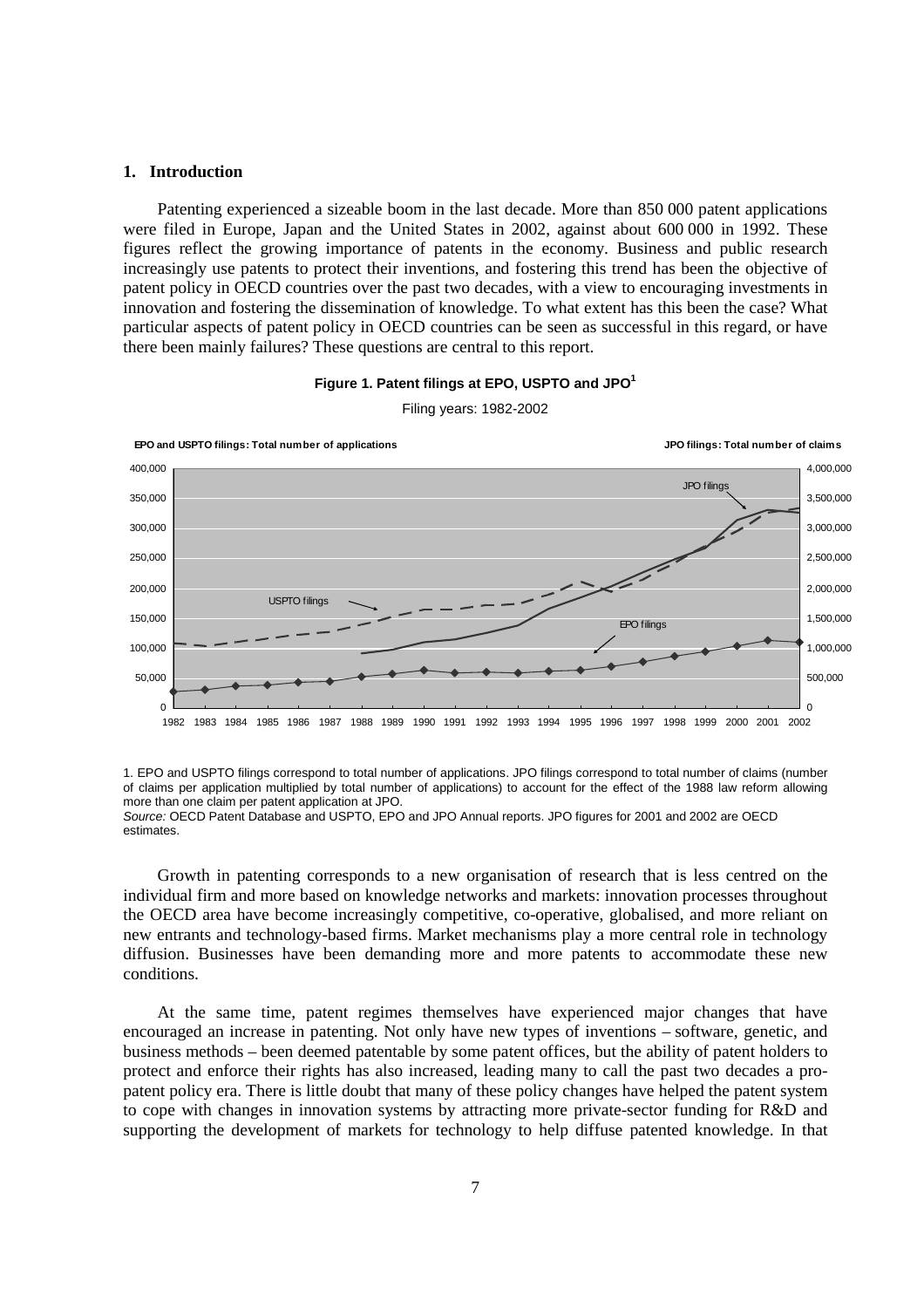## 1. Introduction

Patenting experienced a sizeable boom in the last decade. More than 850 000 patent applications were filed in Europe, Japan and the United States in 2002, against about 600 000 in 1992. These figures reflect the growing importance of patents in the economy. Business and public research increasingly use patents to protect their inventions, and fostering this trend has been the objective of patent policy in OECD countries over the past two decades, with a view to encouraging investments in innovation and fostering the dissemination of knowledge. To what extent has this been the case? What particular aspects of patent policy in OECD countries can be seen as successful in this regard, or have there been mainly failures? These questions are central to this report.

**Figure 1. Patent filings at EPO, USPTO and JPO[1]**

Filing years: 1982-2002

1. EPO and USPTO filings correspond to total number of applications. JPO filings correspond to total number of claims (number of claims per application multiplied by total number of applications) to account for the effect of the 1988 law reform allowing more than one claim per patent application at JPO.

*Source:* OECD Patent Database and USPTO, EPO and JPO Annual reports. JPO figures for 2001 and 2002 are OECD estimates.

Growth in patenting corresponds to a new organisation of research that is less centred on the individual firm and more based on knowledge networks and markets: innovation processes throughout the OECD area have become increasingly competitive, co-operative, globalised, and more reliant on new entrants and technology-based firms. Market mechanisms play a more central role in technology diffusion. Businesses have been demanding more and more patents to accommodate these new conditions.

At the same time, patent regimes themselves have experienced major changes that have encouraged an increase in patenting. Not only have new types of inventions – software, genetic, and business methods – been deemed patentable by some patent offices, but the ability of patent holders to protect and enforce their rights has also increased, leading many to call the past two decades a pro-patent policy era. There is little doubt that many of these policy changes have helped the patent system to cope with changes in innovation systems by attracting more private-sector funding for R&D and supporting the development of markets for technology to help diffuse patented knowledge. In that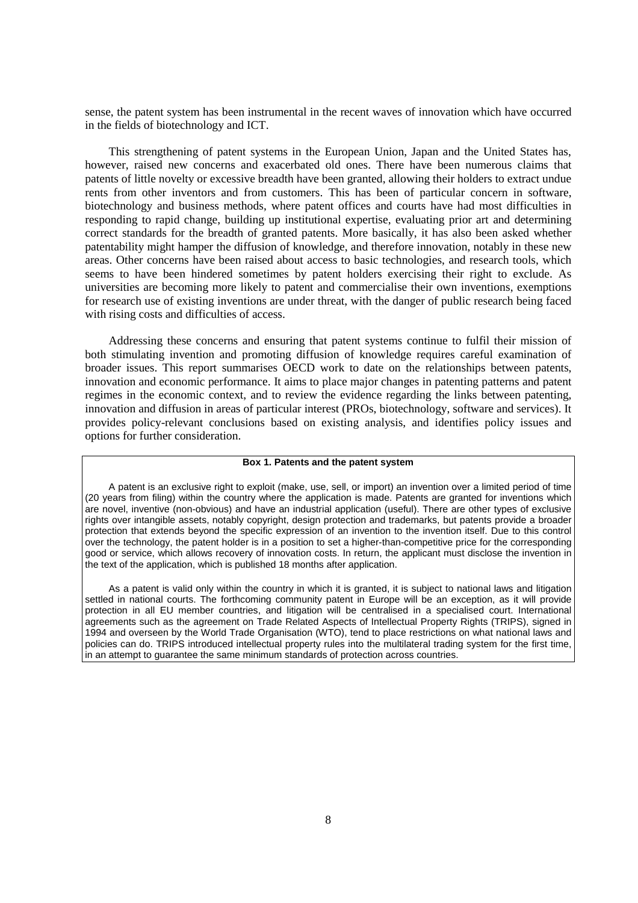sense, the patent system has been instrumental in the recent waves of innovation which have occurred in the fields of biotechnology and ICT.

This strengthening of patent systems in the European Union, Japan and the United States has, however, raised new concerns and exacerbated old ones. There have been numerous claims that patents of little novelty or excessive breadth have been granted, allowing their holders to extract undue rents from other inventors and from customers. This has been of particular concern in software, biotechnology and business methods, where patent offices and courts have had most difficulties in responding to rapid change, building up institutional expertise, evaluating prior art and determining correct standards for the breadth of granted patents. More basically, it has also been asked whether patentability might hamper the diffusion of knowledge, and therefore innovation, notably in these new areas. Other concerns have been raised about access to basic technologies, and research tools, which seems to have been hindered sometimes by patent holders exercising their right to exclude. As universities are becoming more likely to patent and commercialise their own inventions, exemptions for research use of existing inventions are under threat, with the danger of public research being faced with rising costs and difficulties of access.

Addressing these concerns and ensuring that patent systems continue to fulfil their mission of both stimulating invention and promoting diffusion of knowledge requires careful examination of broader issues. This report summarises OECD work to date on the relationships between patents, innovation and economic performance. It aims to place major changes in patenting patterns and patent regimes in the economic context, and to review the evidence regarding the links between patenting, innovation and diffusion in areas of particular interest (PROs, biotechnology, software and services). It provides policy-relevant conclusions based on existing analysis, and identifies policy issues and options for further consideration.

**Box 1. Patents and the patent system**

A patent is an exclusive right to exploit (make, use, sell, or import) an invention over a limited period of time (20 years from filing) within the country where the application is made. Patents are granted for inventions which are novel, inventive (non-obvious) and have an industrial application (useful). There are other types of exclusive rights over intangible assets, notably copyright, design protection and trademarks, but patents provide a broader protection that extends beyond the specific expression of an invention to the invention itself. Due to this control over the technology, the patent holder is in a position to set a higher-than-competitive price for the corresponding good or service, which allows recovery of innovation costs. In return, the applicant must disclose the invention in the text of the application, which is published 18 months after application.

As a patent is valid only within the country in which it is granted, it is subject to national laws and litigation settled in national courts. The forthcoming community patent in Europe will be an exception, as it will provide protection in all EU member countries, and litigation will be centralised in a specialised court. International agreements such as the agreement on Trade Related Aspects of Intellectual Property Rights (TRIPS), signed in 1994 and overseen by the World Trade Organisation (WTO), tend to place restrictions on what national laws and policies can do. TRIPS introduced intellectual property rules into the multilateral trading system for the first time, in an attempt to guarantee the same minimum standards of protection across countries.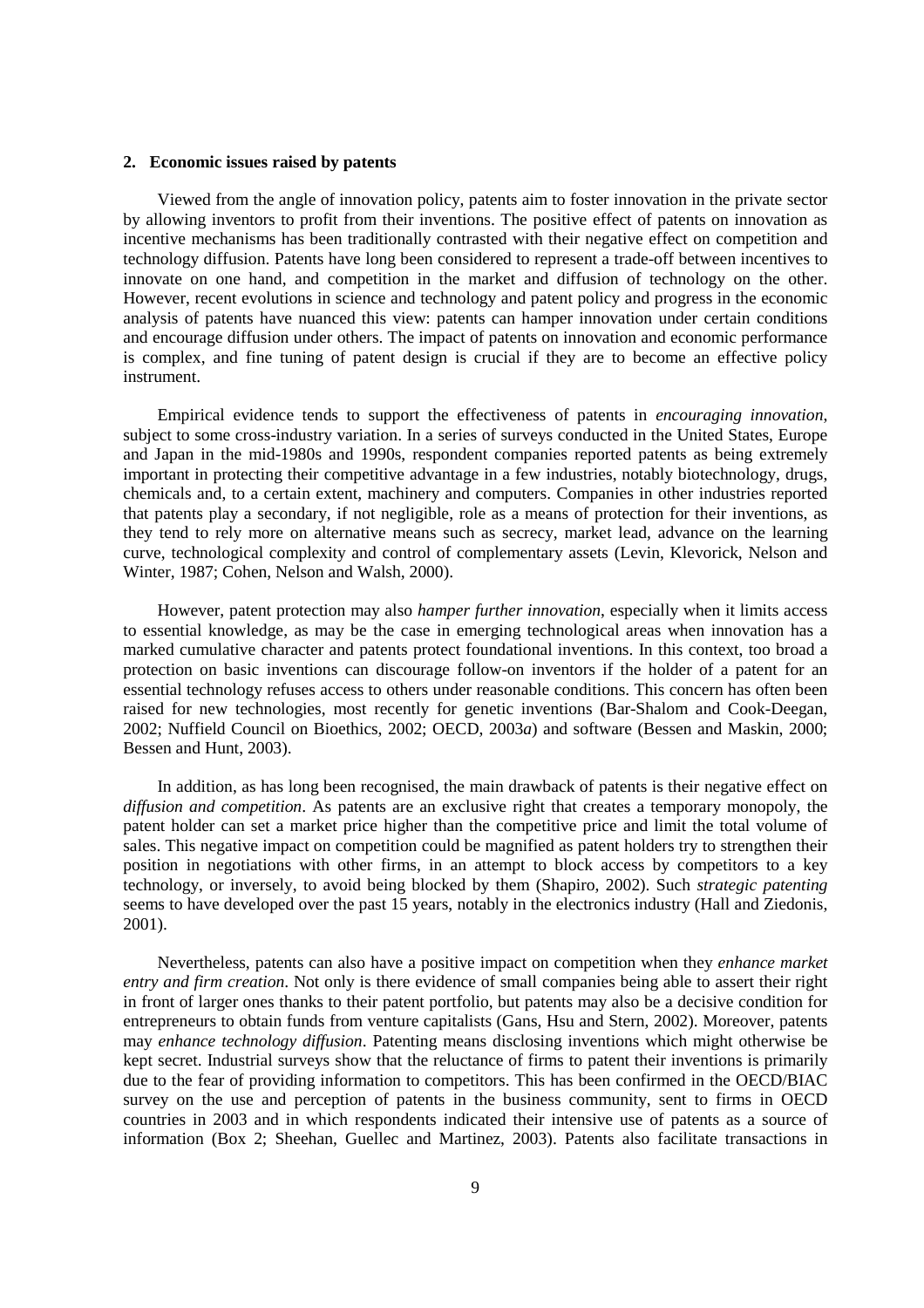## 2. Economic issues raised by patents

Viewed from the angle of innovation policy, patents aim to foster innovation in the private sector by allowing inventors to profit from their inventions. The positive effect of patents on innovation as incentive mechanisms has been traditionally contrasted with their negative effect on competition and technology diffusion. Patents have long been considered to represent a trade-off between incentives to innovate on one hand, and competition in the market and diffusion of technology on the other. However, recent evolutions in science and technology and patent policy and progress in the economic analysis of patents have nuanced this view: patents can hamper innovation under certain conditions and encourage diffusion under others. The impact of patents on innovation and economic performance is complex, and fine tuning of patent design is crucial if they are to become an effective policy instrument.

Empirical evidence tends to support the effectiveness of patents in *encouraging innovation*, subject to some cross-industry variation. In a series of surveys conducted in the United States, Europe and Japan in the mid-1980s and 1990s, respondent companies reported patents as being extremely important in protecting their competitive advantage in a few industries, notably biotechnology, drugs, chemicals and, to a certain extent, machinery and computers. Companies in other industries reported that patents play a secondary, if not negligible, role as a means of protection for their inventions, as they tend to rely more on alternative means such as secrecy, market lead, advance on the learning curve, technological complexity and control of complementary assets (Levin, Klevorick, Nelson and Winter, 1987; Cohen, Nelson and Walsh, 2000).

However, patent protection may also *hamper further innovation*, especially when it limits access to essential knowledge, as may be the case in emerging technological areas when innovation has a marked cumulative character and patents protect foundational inventions. In this context, too broad a protection on basic inventions can discourage follow-on inventors if the holder of a patent for an essential technology refuses access to others under reasonable conditions. This concern has often been raised for new technologies, most recently for genetic inventions (Bar-Shalom and Cook-Deegan, 2002; Nuffield Council on Bioethics, 2002; OECD, 2003*a*) and software (Bessen and Maskin, 2000; Bessen and Hunt, 2003).

In addition, as has long been recognised, the main drawback of patents is their negative effect on *diffusion and competition*. As patents are an exclusive right that creates a temporary monopoly, the patent holder can set a market price higher than the competitive price and limit the total volume of sales. This negative impact on competition could be magnified as patent holders try to strengthen their position in negotiations with other firms, in an attempt to block access by competitors to a key technology, or inversely, to avoid being blocked by them (Shapiro, 2002). Such *strategic patenting* seems to have developed over the past 15 years, notably in the electronics industry (Hall and Ziedonis, 2001).

Nevertheless, patents can also have a positive impact on competition when they *enhance market entry and firm creation*. Not only is there evidence of small companies being able to assert their right in front of larger ones thanks to their patent portfolio, but patents may also be a decisive condition for entrepreneurs to obtain funds from venture capitalists (Gans, Hsu and Stern, 2002). Moreover, patents may *enhance technology diffusion*. Patenting means disclosing inventions which might otherwise be kept secret. Industrial surveys show that the reluctance of firms to patent their inventions is primarily due to the fear of providing information to competitors. This has been confirmed in the OECD/BIAC survey on the use and perception of patents in the business community, sent to firms in OECD countries in 2003 and in which respondents indicated their intensive use of patents as a source of information (Box 2; Sheehan, Guellec and Martinez, 2003). Patents also facilitate transactions in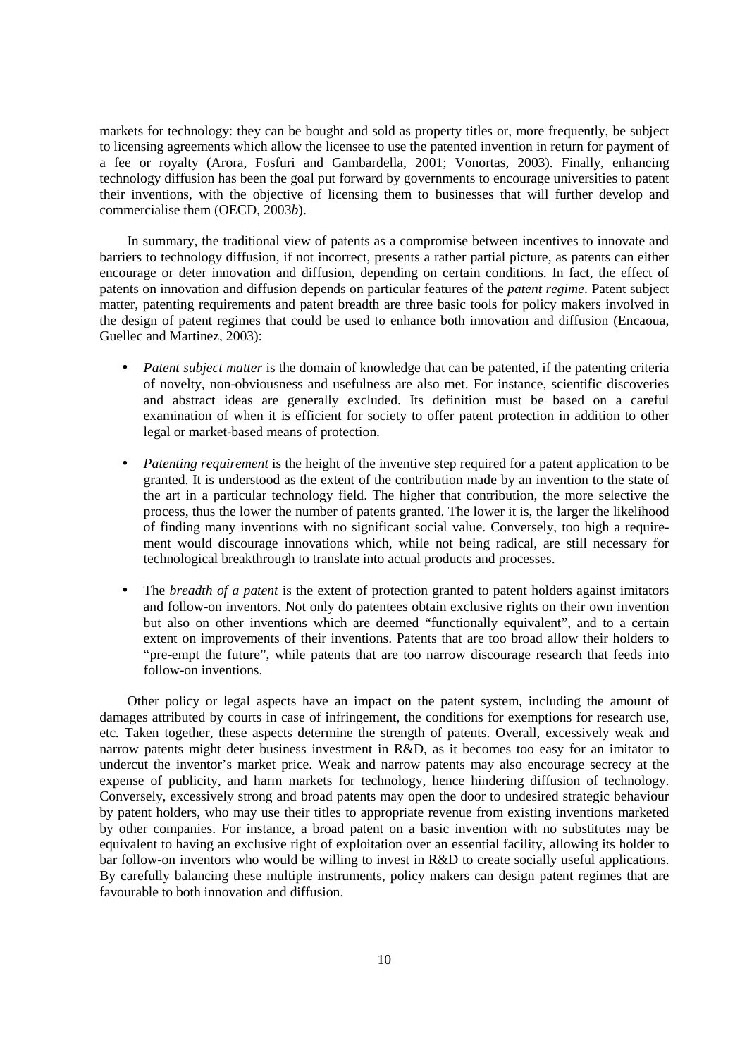markets for technology: they can be bought and sold as property titles or, more frequently, be subject to licensing agreements which allow the licensee to use the patented invention in return for payment of a fee or royalty (Arora, Fosfuri and Gambardella, 2001; Vonortas, 2003). Finally, enhancing technology diffusion has been the goal put forward by governments to encourage universities to patent their inventions, with the objective of licensing them to businesses that will further develop and commercialise them (OECD, 2003*b*).

In summary, the traditional view of patents as a compromise between incentives to innovate and barriers to technology diffusion, if not incorrect, presents a rather partial picture, as patents can either encourage or deter innovation and diffusion, depending on certain conditions. In fact, the effect of patents on innovation and diffusion depends on particular features of the *patent regime*. Patent subject matter, patenting requirements and patent breadth are three basic tools for policy makers involved in the design of patent regimes that could be used to enhance both innovation and diffusion (Encaoua, Guellec and Martinez, 2003):

- *Patent subject matter* is the domain of knowledge that can be patented, if the patenting criteria of novelty, non-obviousness and usefulness are also met. For instance, scientific discoveries and abstract ideas are generally excluded. Its definition must be based on a careful examination of when it is efficient for society to offer patent protection in addition to other legal or market-based means of protection.

- *Patenting requirement* is the height of the inventive step required for a patent application to be granted. It is understood as the extent of the contribution made by an invention to the state of the art in a particular technology field. The higher that contribution, the more selective the process, thus the lower the number of patents granted. The lower it is, the larger the likelihood of finding many inventions with no significant social value. Conversely, too high a requirement would discourage innovations which, while not being radical, are still necessary for technological breakthrough to translate into actual products and processes.

- The *breadth of a patent* is the extent of protection granted to patent holders against imitators and follow-on inventors. Not only do patentees obtain exclusive rights on their own invention but also on other inventions which are deemed "functionally equivalent", and to a certain extent on improvements of their inventions. Patents that are too broad allow their holders to "pre-empt the future", while patents that are too narrow discourage research that feeds into follow-on inventions.

Other policy or legal aspects have an impact on the patent system, including the amount of damages attributed by courts in case of infringement, the conditions for exemptions for research use, etc. Taken together, these aspects determine the strength of patents. Overall, excessively weak and narrow patents might deter business investment in R&D, as it becomes too easy for an imitator to undercut the inventor's market price. Weak and narrow patents may also encourage secrecy at the expense of publicity, and harm markets for technology, hence hindering diffusion of technology. Conversely, excessively strong and broad patents may open the door to undesired strategic behaviour by patent holders, who may use their titles to appropriate revenue from existing inventions marketed by other companies. For instance, a broad patent on a basic invention with no substitutes may be equivalent to having an exclusive right of exploitation over an essential facility, allowing its holder to bar follow-on inventors who would be willing to invest in R&D to create socially useful applications. By carefully balancing these multiple instruments, policy makers can design patent regimes that are favourable to both innovation and diffusion.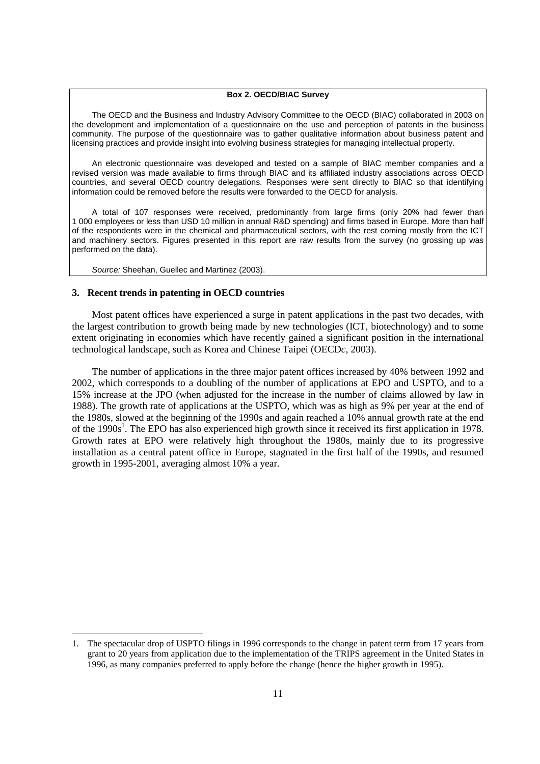**Box 2. OECD/BIAC Survey**

The OECD and the Business and Industry Advisory Committee to the OECD (BIAC) collaborated in 2003 on the development and implementation of a questionnaire on the use and perception of patents in the business community. The purpose of the questionnaire was to gather qualitative information about business patent and licensing practices and provide insight into evolving business strategies for managing intellectual property.

An electronic questionnaire was developed and tested on a sample of BIAC member companies and a revised version was made available to firms through BIAC and its affiliated industry associations across OECD countries, and several OECD country delegations. Responses were sent directly to BIAC so that identifying information could be removed before the results were forwarded to the OECD for analysis.

A total of 107 responses were received, predominantly from large firms (only 20% had fewer than 1 000 employees or less than USD 10 million in annual R&D spending) and firms based in Europe. More than half of the respondents were in the chemical and pharmaceutical sectors, with the rest coming mostly from the ICT and machinery sectors. Figures presented in this report are raw results from the survey (no grossing up was performed on the data).

*Source:* Sheehan, Guellec and Martinez (2003).

### 3. Recent trends in patenting in OECD countries

Most patent offices have experienced a surge in patent applications in the past two decades, with the largest contribution to growth being made by new technologies (ICT, biotechnology) and to some extent originating in economies which have recently gained a significant position in the international technological landscape, such as Korea and Chinese Taipei (OECD*c*, 2003).

The number of applications in the three major patent offices increased by 40% between 1992 and 2002, which corresponds to a doubling of the number of applications at EPO and USPTO, and to a 15% increase at the JPO (when adjusted for the increase in the number of claims allowed by law in 1988). The growth rate of applications at the USPTO, which was as high as 9% per year at the end of the 1980s, slowed at the beginning of the 1990s and again reached a 10% annual growth rate at the end of the 1990s[1]. The EPO has also experienced high growth since it received its first application in 1978. Growth rates at EPO were relatively high throughout the 1980s, mainly due to its progressive installation as a central patent office in Europe, stagnated in the first half of the 1990s, and resumed growth in 1995-2001, averaging almost 10% a year.

1. The spectacular drop of USPTO filings in 1996 corresponds to the change in patent term from 17 years from grant to 20 years from application due to the implementation of the TRIPS agreement in the United States in 1996, as many companies preferred to apply before the change (hence the higher growth in 1995).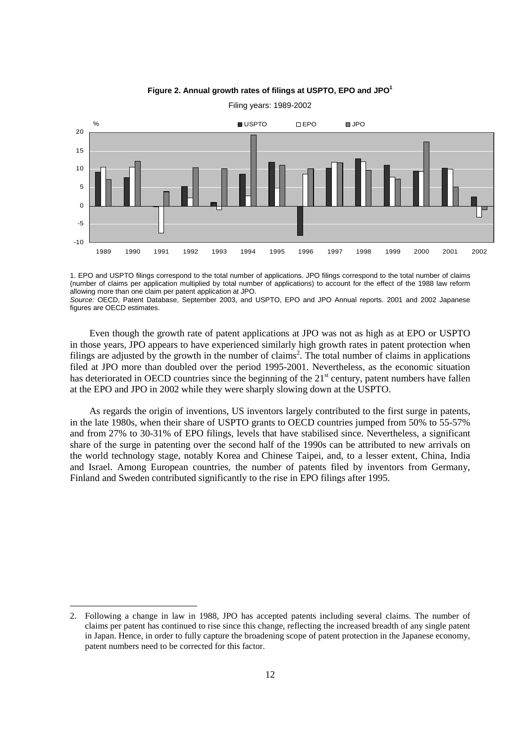**Figure 2. Annual growth rates of filings at USPTO, EPO and JPO[1]**

Filing years: 1989-2002

1. EPO and USPTO filings correspond to the total number of applications. JPO filings correspond to the total number of claims (number of claims per application multiplied by total number of applications) to account for the effect of the 1988 law reform allowing more than one claim per patent application at JPO.

*Source:* OECD, Patent Database, September 2003, and USPTO, EPO and JPO Annual reports. 2001 and 2002 Japanese figures are OECD estimates.

Even though the growth rate of patent applications at JPO was not as high as at EPO or USPTO in those years, JPO appears to have experienced similarly high growth rates in patent protection when filings are adjusted by the growth in the number of claims[2]. The total number of claims in applications filed at JPO more than doubled over the period 1995-2001. Nevertheless, as the economic situation has deteriorated in OECD countries since the beginning of the 21st century, patent numbers have fallen at the EPO and JPO in 2002 while they were sharply slowing down at the USPTO.

As regards the origin of inventions, US inventors largely contributed to the first surge in patents, in the late 1980s, when their share of USPTO grants to OECD countries jumped from 50% to 55-57% and from 27% to 30-31% of EPO filings, levels that have stabilised since. Nevertheless, a significant share of the surge in patenting over the second half of the 1990s can be attributed to new arrivals on the world technology stage, notably Korea and Chinese Taipei, and, to a lesser extent, China, India and Israel. Among European countries, the number of patents filed by inventors from Germany, Finland and Sweden contributed significantly to the rise in EPO filings after 1995.

2. Following a change in law in 1988, JPO has accepted patents including several claims. The number of claims per patent has continued to rise since this change, reflecting the increased breadth of any single patent in Japan. Hence, in order to fully capture the broadening scope of patent protection in the Japanese economy, patent numbers need to be corrected for this factor.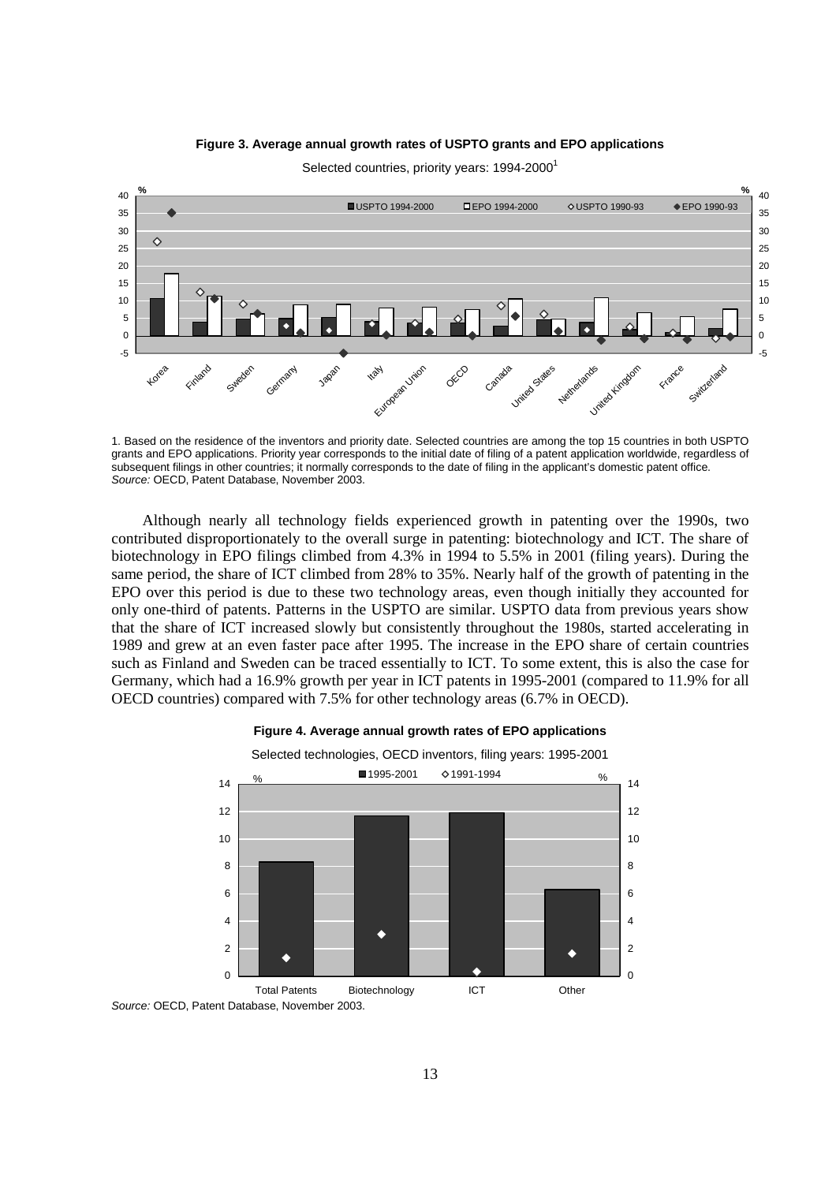**Figure 3. Average annual growth rates of USPTO grants and EPO applications**

Selected countries, priority years: 1994-2000[1]

1. Based on the residence of the inventors and priority date. Selected countries are among the top 15 countries in both USPTO grants and EPO applications. Priority year corresponds to the initial date of filing of a patent application worldwide, regardless of subsequent filings in other countries; it normally corresponds to the date of filing in the applicant's domestic patent office.
*Source:* OECD, Patent Database, November 2003.

Although nearly all technology fields experienced growth in patenting over the 1990s, two contributed disproportionately to the overall surge in patenting: biotechnology and ICT. The share of biotechnology in EPO filings climbed from 4.3% in 1994 to 5.5% in 2001 (filing years). During the same period, the share of ICT climbed from 28% to 35%. Nearly half of the growth of patenting in the EPO over this period is due to these two technology areas, even though initially they accounted for only one-third of patents. Patterns in the USPTO are similar. USPTO data from previous years show that the share of ICT increased slowly but consistently throughout the 1980s, started accelerating in 1989 and grew at an even faster pace after 1995. The increase in the EPO share of certain countries such as Finland and Sweden can be traced essentially to ICT. To some extent, this is also the case for Germany, which had a 16.9% growth per year in ICT patents in 1995-2001 (compared to 11.9% for all OECD countries) compared with 7.5% for other technology areas (6.7% in OECD).

**Figure 4. Average annual growth rates of EPO applications**

Selected technologies, OECD inventors, filing years: 1995-2001

*Source:* OECD, Patent Database, November 2003.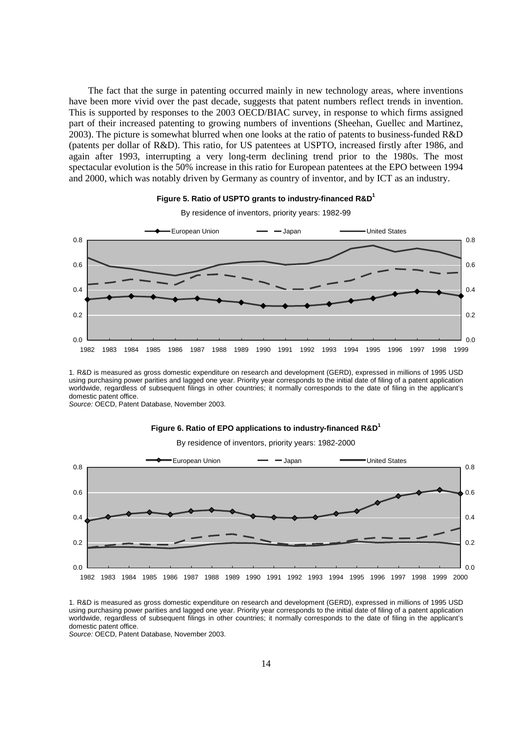The fact that the surge in patenting occurred mainly in new technology areas, where inventions have been more vivid over the past decade, suggests that patent numbers reflect trends in invention. This is supported by responses to the 2003 OECD/BIAC survey, in response to which firms assigned part of their increased patenting to growing numbers of inventions (Sheehan, Guellec and Martinez, 2003). The picture is somewhat blurred when one looks at the ratio of patents to business-funded R&D (patents per dollar of R&D). This ratio, for US patentees at USPTO, increased firstly after 1986, and again after 1993, interrupting a very long-term declining trend prior to the 1980s. The most spectacular evolution is the 50% increase in this ratio for European patentees at the EPO between 1994 and 2000, which was notably driven by Germany as country of inventor, and by ICT as an industry.

**Figure 5. Ratio of USPTO grants to industry-financed R&D[1]**

By residence of inventors, priority years: 1982-99

1. R&D is measured as gross domestic expenditure on research and development (GERD), expressed in millions of 1995 USD using purchasing power parities and lagged one year. Priority year corresponds to the initial date of filing of a patent application worldwide, regardless of subsequent filings in other countries; it normally corresponds to the date of filing in the applicant's domestic patent office.

*Source:* OECD, Patent Database, November 2003.

**Figure 6. Ratio of EPO applications to industry-financed R&D[1]**

By residence of inventors, priority years: 1982-2000

1. R&D is measured as gross domestic expenditure on research and development (GERD), expressed in millions of 1995 USD using purchasing power parities and lagged one year. Priority year corresponds to the initial date of filing of a patent application worldwide, regardless of subsequent filings in other countries; it normally corresponds to the date of filing in the applicant's domestic patent office.

*Source:* OECD, Patent Database, November 2003.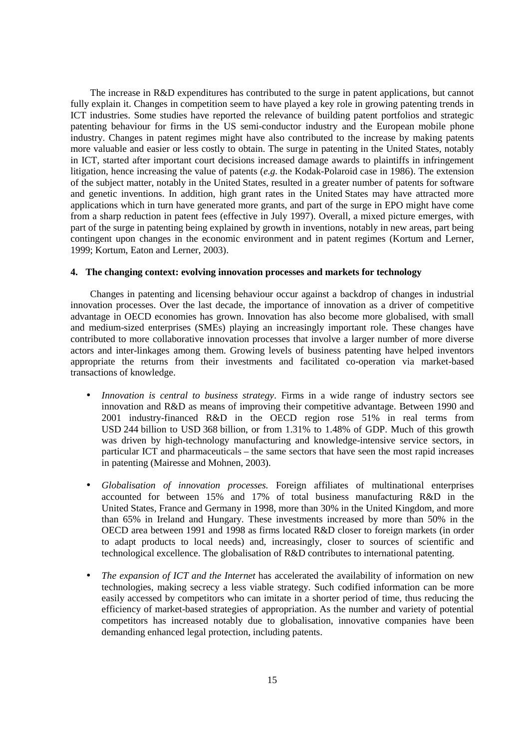The increase in R&D expenditures has contributed to the surge in patent applications, but cannot fully explain it. Changes in competition seem to have played a key role in growing patenting trends in ICT industries. Some studies have reported the relevance of building patent portfolios and strategic patenting behaviour for firms in the US semi-conductor industry and the European mobile phone industry. Changes in patent regimes might have also contributed to the increase by making patents more valuable and easier or less costly to obtain. The surge in patenting in the United States, notably in ICT, started after important court decisions increased damage awards to plaintiffs in infringement litigation, hence increasing the value of patents (*e.g.* the Kodak-Polaroid case in 1986). The extension of the subject matter, notably in the United States, resulted in a greater number of patents for software and genetic inventions. In addition, high grant rates in the United States may have attracted more applications which in turn have generated more grants, and part of the surge in EPO might have come from a sharp reduction in patent fees (effective in July 1997). Overall, a mixed picture emerges, with part of the surge in patenting being explained by growth in inventions, notably in new areas, part being contingent upon changes in the economic environment and in patent regimes (Kortum and Lerner, 1999; Kortum, Eaton and Lerner, 2003).

## 4. The changing context: evolving innovation processes and markets for technology

Changes in patenting and licensing behaviour occur against a backdrop of changes in industrial innovation processes. Over the last decade, the importance of innovation as a driver of competitive advantage in OECD economies has grown. Innovation has also become more globalised, with small and medium-sized enterprises (SMEs) playing an increasingly important role. These changes have contributed to more collaborative innovation processes that involve a larger number of more diverse actors and inter-linkages among them. Growing levels of business patenting have helped inventors appropriate the returns from their investments and facilitated co-operation via market-based transactions of knowledge.

- *Innovation is central to business strategy*. Firms in a wide range of industry sectors see innovation and R&D as means of improving their competitive advantage. Between 1990 and 2001 industry-financed R&D in the OECD region rose 51% in real terms from USD 244 billion to USD 368 billion, or from 1.31% to 1.48% of GDP. Much of this growth was driven by high-technology manufacturing and knowledge-intensive service sectors, in particular ICT and pharmaceuticals – the same sectors that have seen the most rapid increases in patenting (Mairesse and Mohnen, 2003).

- *Globalisation of innovation processes.* Foreign affiliates of multinational enterprises accounted for between 15% and 17% of total business manufacturing R&D in the United States, France and Germany in 1998, more than 30% in the United Kingdom, and more than 65% in Ireland and Hungary. These investments increased by more than 50% in the OECD area between 1991 and 1998 as firms located R&D closer to foreign markets (in order to adapt products to local needs) and, increasingly, closer to sources of scientific and technological excellence. The globalisation of R&D contributes to international patenting.

- *The expansion of ICT and the Internet* has accelerated the availability of information on new technologies, making secrecy a less viable strategy. Such codified information can be more easily accessed by competitors who can imitate in a shorter period of time, thus reducing the efficiency of market-based strategies of appropriation. As the number and variety of potential competitors has increased notably due to globalisation, innovative companies have been demanding enhanced legal protection, including patents.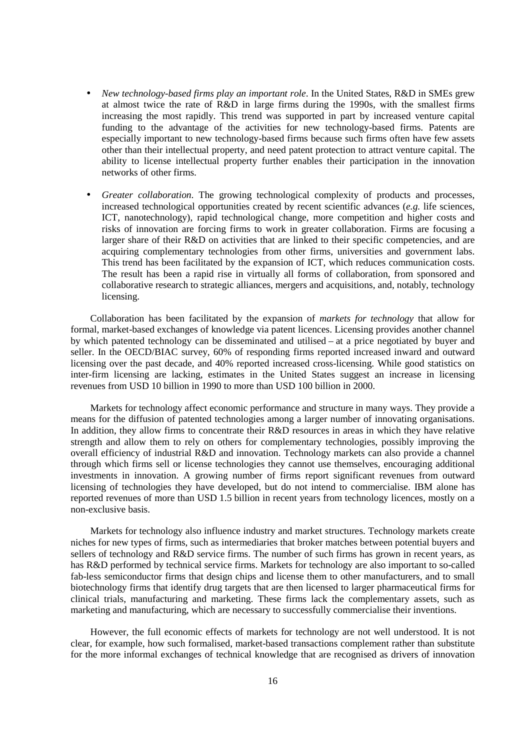- *New technology-based firms play an important role*. In the United States, R&D in SMEs grew at almost twice the rate of R&D in large firms during the 1990s, with the smallest firms increasing the most rapidly. This trend was supported in part by increased venture capital funding to the advantage of the activities for new technology-based firms. Patents are especially important to new technology-based firms because such firms often have few assets other than their intellectual property, and need patent protection to attract venture capital. The ability to license intellectual property further enables their participation in the innovation networks of other firms.

- *Greater collaboration*. The growing technological complexity of products and processes, increased technological opportunities created by recent scientific advances (*e.g.* life sciences, ICT, nanotechnology), rapid technological change, more competition and higher costs and risks of innovation are forcing firms to work in greater collaboration. Firms are focusing a larger share of their R&D on activities that are linked to their specific competencies, and are acquiring complementary technologies from other firms, universities and government labs. This trend has been facilitated by the expansion of ICT, which reduces communication costs. The result has been a rapid rise in virtually all forms of collaboration, from sponsored and collaborative research to strategic alliances, mergers and acquisitions, and, notably, technology licensing.

Collaboration has been facilitated by the expansion of *markets for technology* that allow for formal, market-based exchanges of knowledge via patent licences. Licensing provides another channel by which patented technology can be disseminated and utilised – at a price negotiated by buyer and seller. In the OECD/BIAC survey, 60% of responding firms reported increased inward and outward licensing over the past decade, and 40% reported increased cross-licensing. While good statistics on inter-firm licensing are lacking, estimates in the United States suggest an increase in licensing revenues from USD 10 billion in 1990 to more than USD 100 billion in 2000.

Markets for technology affect economic performance and structure in many ways. They provide a means for the diffusion of patented technologies among a larger number of innovating organisations. In addition, they allow firms to concentrate their R&D resources in areas in which they have relative strength and allow them to rely on others for complementary technologies, possibly improving the overall efficiency of industrial R&D and innovation. Technology markets can also provide a channel through which firms sell or license technologies they cannot use themselves, encouraging additional investments in innovation. A growing number of firms report significant revenues from outward licensing of technologies they have developed, but do not intend to commercialise. IBM alone has reported revenues of more than USD 1.5 billion in recent years from technology licences, mostly on a non-exclusive basis.

Markets for technology also influence industry and market structures. Technology markets create niches for new types of firms, such as intermediaries that broker matches between potential buyers and sellers of technology and R&D service firms. The number of such firms has grown in recent years, as has R&D performed by technical service firms. Markets for technology are also important to so-called fab-less semiconductor firms that design chips and license them to other manufacturers, and to small biotechnology firms that identify drug targets that are then licensed to larger pharmaceutical firms for clinical trials, manufacturing and marketing. These firms lack the complementary assets, such as marketing and manufacturing, which are necessary to successfully commercialise their inventions.

However, the full economic effects of markets for technology are not well understood. It is not clear, for example, how such formalised, market-based transactions complement rather than substitute for the more informal exchanges of technical knowledge that are recognised as drivers of innovation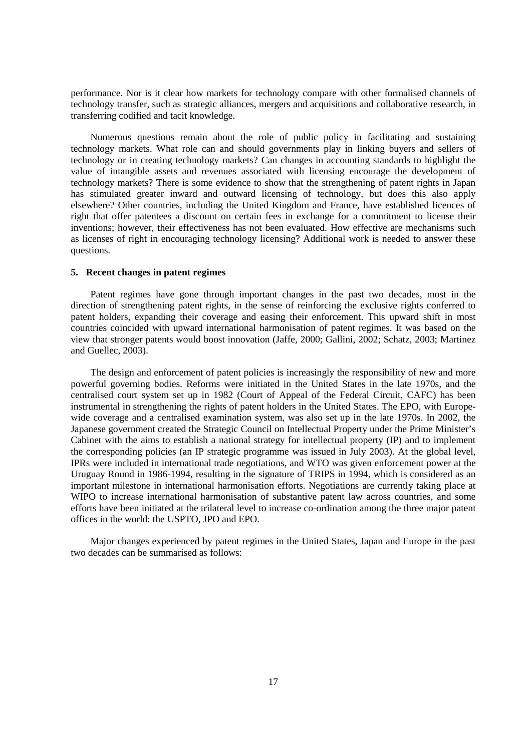performance. Nor is it clear how markets for technology compare with other formalised channels of technology transfer, such as strategic alliances, mergers and acquisitions and collaborative research, in transferring codified and tacit knowledge.

Numerous questions remain about the role of public policy in facilitating and sustaining technology markets. What role can and should governments play in linking buyers and sellers of technology or in creating technology markets? Can changes in accounting standards to highlight the value of intangible assets and revenues associated with licensing encourage the development of technology markets? There is some evidence to show that the strengthening of patent rights in Japan has stimulated greater inward and outward licensing of technology, but does this also apply elsewhere? Other countries, including the United Kingdom and France, have established licences of right that offer patentees a discount on certain fees in exchange for a commitment to license their inventions; however, their effectiveness has not been evaluated. How effective are mechanisms such as licenses of right in encouraging technology licensing? Additional work is needed to answer these questions.

### 5. Recent changes in patent regimes

Patent regimes have gone through important changes in the past two decades, most in the direction of strengthening patent rights, in the sense of reinforcing the exclusive rights conferred to patent holders, expanding their coverage and easing their enforcement. This upward shift in most countries coincided with upward international harmonisation of patent regimes. It was based on the view that stronger patents would boost innovation (Jaffe, 2000; Gallini, 2002; Schatz, 2003; Martinez and Guellec, 2003).

The design and enforcement of patent policies is increasingly the responsibility of new and more powerful governing bodies. Reforms were initiated in the United States in the late 1970s, and the centralised court system set up in 1982 (Court of Appeal of the Federal Circuit, CAFC) has been instrumental in strengthening the rights of patent holders in the United States. The EPO, with Europe-wide coverage and a centralised examination system, was also set up in the late 1970s. In 2002, the Japanese government created the Strategic Council on Intellectual Property under the Prime Minister's Cabinet with the aims to establish a national strategy for intellectual property (IP) and to implement the corresponding policies (an IP strategic programme was issued in July 2003). At the global level, IPRs were included in international trade negotiations, and WTO was given enforcement power at the Uruguay Round in 1986-1994, resulting in the signature of TRIPS in 1994, which is considered as an important milestone in international harmonisation efforts. Negotiations are currently taking place at WIPO to increase international harmonisation of substantive patent law across countries, and some efforts have been initiated at the trilateral level to increase co-ordination among the three major patent offices in the world: the USPTO, JPO and EPO.

Major changes experienced by patent regimes in the United States, Japan and Europe in the past two decades can be summarised as follows: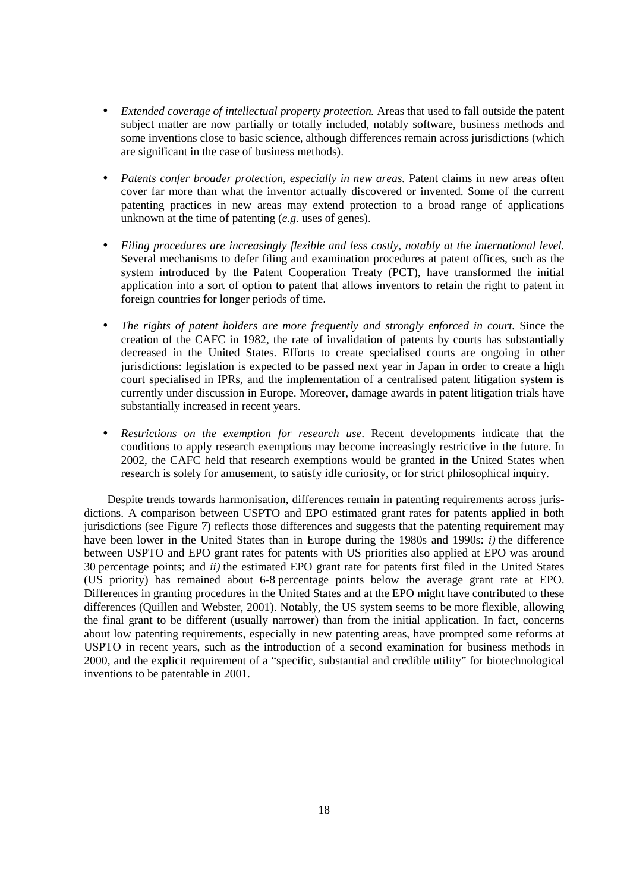- *Extended coverage of intellectual property protection.* Areas that used to fall outside the patent subject matter are now partially or totally included, notably software, business methods and some inventions close to basic science, although differences remain across jurisdictions (which are significant in the case of business methods).

- *Patents confer broader protection, especially in new areas.* Patent claims in new areas often cover far more than what the inventor actually discovered or invented. Some of the current patenting practices in new areas may extend protection to a broad range of applications unknown at the time of patenting (*e.g*. uses of genes).

- *Filing procedures are increasingly flexible and less costly, notably at the international level.* Several mechanisms to defer filing and examination procedures at patent offices, such as the system introduced by the Patent Cooperation Treaty (PCT), have transformed the initial application into a sort of option to patent that allows inventors to retain the right to patent in foreign countries for longer periods of time.

- *The rights of patent holders are more frequently and strongly enforced in court.* Since the creation of the CAFC in 1982, the rate of invalidation of patents by courts has substantially decreased in the United States. Efforts to create specialised courts are ongoing in other jurisdictions: legislation is expected to be passed next year in Japan in order to create a high court specialised in IPRs, and the implementation of a centralised patent litigation system is currently under discussion in Europe. Moreover, damage awards in patent litigation trials have substantially increased in recent years.

- *Restrictions on the exemption for research use*. Recent developments indicate that the conditions to apply research exemptions may become increasingly restrictive in the future. In 2002, the CAFC held that research exemptions would be granted in the United States when research is solely for amusement, to satisfy idle curiosity, or for strict philosophical inquiry.

Despite trends towards harmonisation, differences remain in patenting requirements across jurisdictions. A comparison between USPTO and EPO estimated grant rates for patents applied in both jurisdictions (see Figure 7) reflects those differences and suggests that the patenting requirement may have been lower in the United States than in Europe during the 1980s and 1990s: *i)* the difference between USPTO and EPO grant rates for patents with US priorities also applied at EPO was around 30 percentage points; and *ii)* the estimated EPO grant rate for patents first filed in the United States (US priority) has remained about 6-8 percentage points below the average grant rate at EPO. Differences in granting procedures in the United States and at the EPO might have contributed to these differences (Quillen and Webster, 2001). Notably, the US system seems to be more flexible, allowing the final grant to be different (usually narrower) than from the initial application. In fact, concerns about low patenting requirements, especially in new patenting areas, have prompted some reforms at USPTO in recent years, such as the introduction of a second examination for business methods in 2000, and the explicit requirement of a "specific, substantial and credible utility" for biotechnological inventions to be patentable in 2001.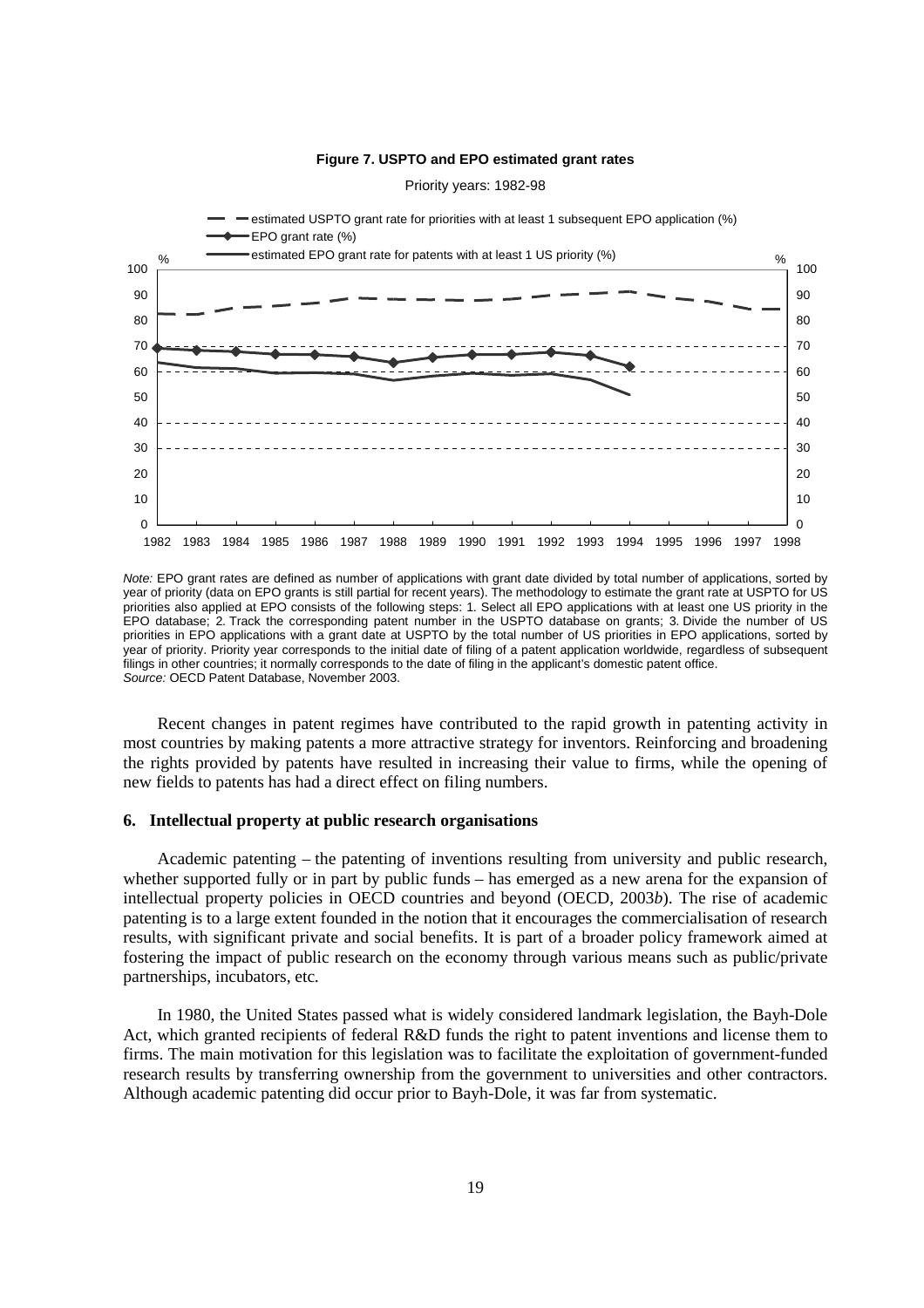**Figure 7. USPTO and EPO estimated grant rates**

Priority years: 1982-98

*Note:* EPO grant rates are defined as number of applications with grant date divided by total number of applications, sorted by year of priority (data on EPO grants is still partial for recent years). The methodology to estimate the grant rate at USPTO for US priorities also applied at EPO consists of the following steps: 1. Select all EPO applications with at least one US priority in the EPO database; 2. Track the corresponding patent number in the USPTO database on grants; 3. Divide the number of US priorities in EPO applications with a grant date at USPTO by the total number of US priorities in EPO applications, sorted by year of priority. Priority year corresponds to the initial date of filing of a patent application worldwide, regardless of subsequent filings in other countries; it normally corresponds to the date of filing in the applicant's domestic patent office.
*Source:* OECD Patent Database, November 2003.

Recent changes in patent regimes have contributed to the rapid growth in patenting activity in most countries by making patents a more attractive strategy for inventors. Reinforcing and broadening the rights provided by patents have resulted in increasing their value to firms, while the opening of new fields to patents has had a direct effect on filing numbers.

### 6. Intellectual property at public research organisations

Academic patenting – the patenting of inventions resulting from university and public research, whether supported fully or in part by public funds – has emerged as a new arena for the expansion of intellectual property policies in OECD countries and beyond (OECD, 2003*b*). The rise of academic patenting is to a large extent founded in the notion that it encourages the commercialisation of research results, with significant private and social benefits. It is part of a broader policy framework aimed at fostering the impact of public research on the economy through various means such as public/private partnerships, incubators, etc.

In 1980, the United States passed what is widely considered landmark legislation, the Bayh-Dole Act, which granted recipients of federal R&D funds the right to patent inventions and license them to firms. The main motivation for this legislation was to facilitate the exploitation of government-funded research results by transferring ownership from the government to universities and other contractors. Although academic patenting did occur prior to Bayh-Dole, it was far from systematic.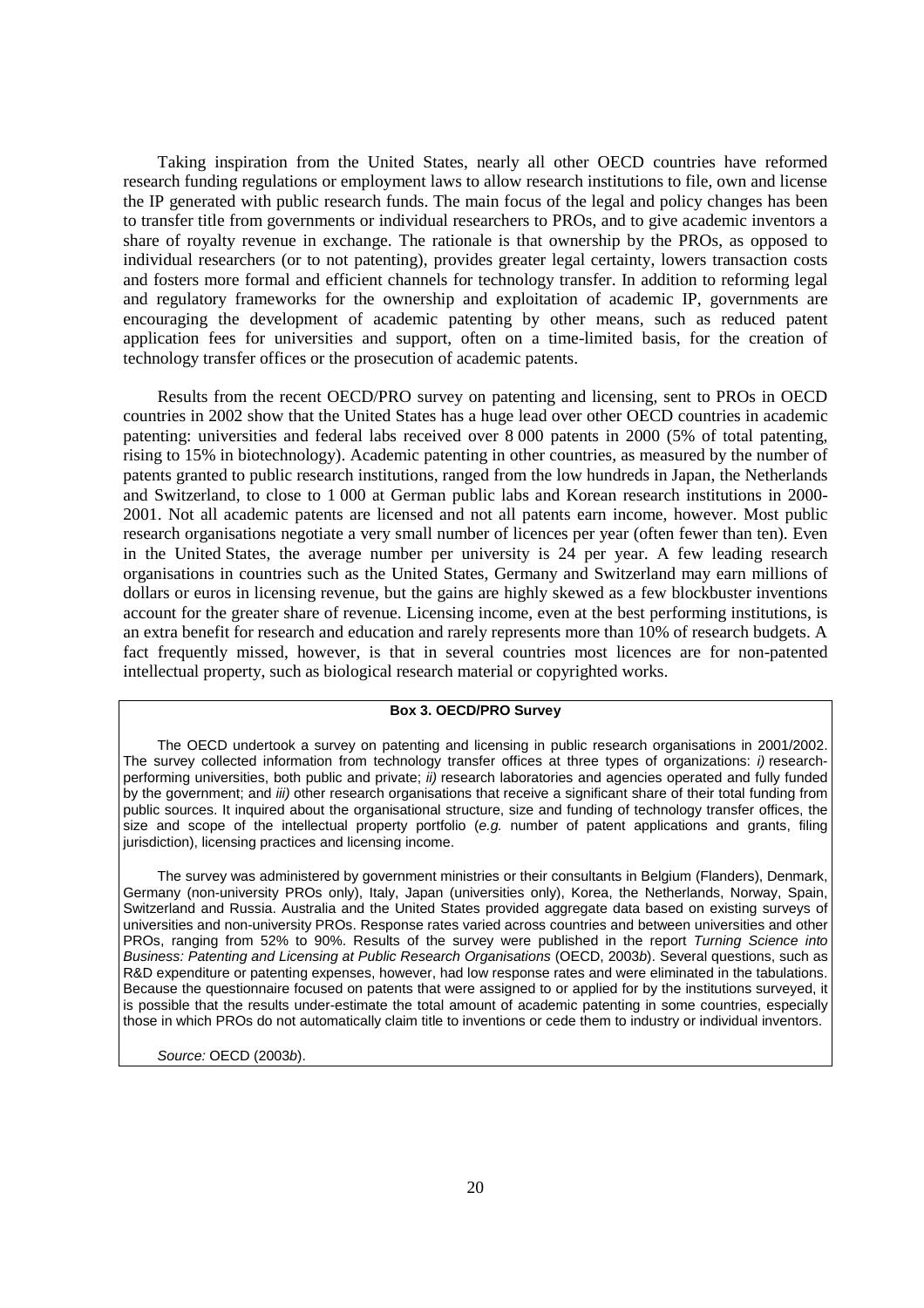Taking inspiration from the United States, nearly all other OECD countries have reformed research funding regulations or employment laws to allow research institutions to file, own and license the IP generated with public research funds. The main focus of the legal and policy changes has been to transfer title from governments or individual researchers to PROs, and to give academic inventors a share of royalty revenue in exchange. The rationale is that ownership by the PROs, as opposed to individual researchers (or to not patenting), provides greater legal certainty, lowers transaction costs and fosters more formal and efficient channels for technology transfer. In addition to reforming legal and regulatory frameworks for the ownership and exploitation of academic IP, governments are encouraging the development of academic patenting by other means, such as reduced patent application fees for universities and support, often on a time-limited basis, for the creation of technology transfer offices or the prosecution of academic patents.

Results from the recent OECD/PRO survey on patenting and licensing, sent to PROs in OECD countries in 2002 show that the United States has a huge lead over other OECD countries in academic patenting: universities and federal labs received over 8 000 patents in 2000 (5% of total patenting, rising to 15% in biotechnology). Academic patenting in other countries, as measured by the number of patents granted to public research institutions, ranged from the low hundreds in Japan, the Netherlands and Switzerland, to close to 1 000 at German public labs and Korean research institutions in 2000-2001. Not all academic patents are licensed and not all patents earn income, however. Most public research organisations negotiate a very small number of licences per year (often fewer than ten). Even in the United States, the average number per university is 24 per year. A few leading research organisations in countries such as the United States, Germany and Switzerland may earn millions of dollars or euros in licensing revenue, but the gains are highly skewed as a few blockbuster inventions account for the greater share of revenue. Licensing income, even at the best performing institutions, is an extra benefit for research and education and rarely represents more than 10% of research budgets. A fact frequently missed, however, is that in several countries most licences are for non-patented intellectual property, such as biological research material or copyrighted works.

**Box 3. OECD/PRO Survey**

The OECD undertook a survey on patenting and licensing in public research organisations in 2001/2002. The survey collected information from technology transfer offices at three types of organizations: *i)* research-performing universities, both public and private; *ii)* research laboratories and agencies operated and fully funded by the government; and *iii)* other research organisations that receive a significant share of their total funding from public sources. It inquired about the organisational structure, size and funding of technology transfer offices, the size and scope of the intellectual property portfolio (*e.g.* number of patent applications and grants, filing jurisdiction), licensing practices and licensing income.

The survey was administered by government ministries or their consultants in Belgium (Flanders), Denmark, Germany (non-university PROs only), Italy, Japan (universities only), Korea, the Netherlands, Norway, Spain, Switzerland and Russia. Australia and the United States provided aggregate data based on existing surveys of universities and non-university PROs. Response rates varied across countries and between universities and other PROs, ranging from 52% to 90%. Results of the survey were published in the report *Turning Science into Business: Patenting and Licensing at Public Research Organisations* (OECD, 2003*b*). Several questions, such as R&D expenditure or patenting expenses, however, had low response rates and were eliminated in the tabulations. Because the questionnaire focused on patents that were assigned to or applied for by the institutions surveyed, it is possible that the results under-estimate the total amount of academic patenting in some countries, especially those in which PROs do not automatically claim title to inventions or cede them to industry or individual inventors.

*Source:* OECD (2003*b*).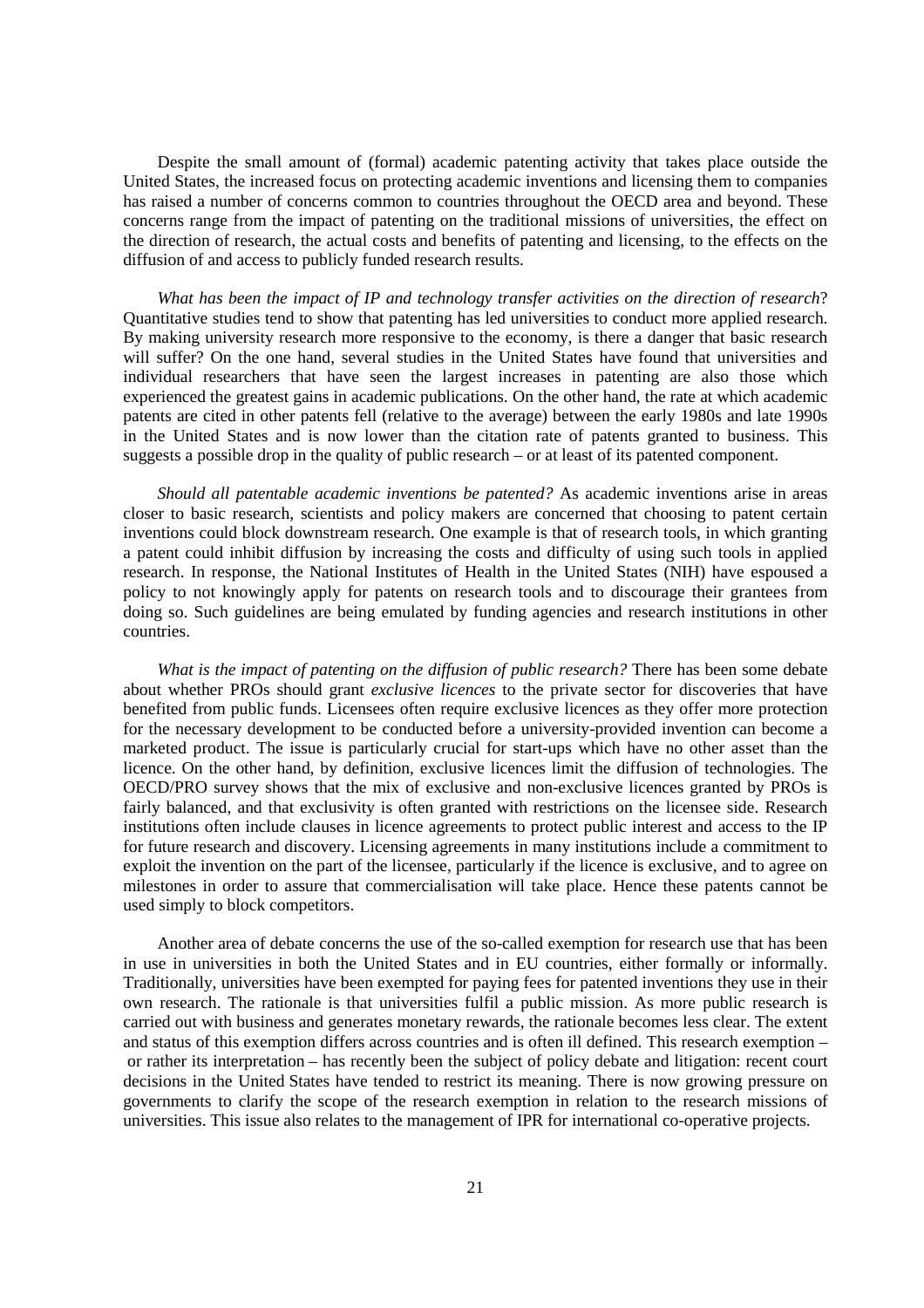Despite the small amount of (formal) academic patenting activity that takes place outside the United States, the increased focus on protecting academic inventions and licensing them to companies has raised a number of concerns common to countries throughout the OECD area and beyond. These concerns range from the impact of patenting on the traditional missions of universities, the effect on the direction of research, the actual costs and benefits of patenting and licensing, to the effects on the diffusion of and access to publicly funded research results.

*What has been the impact of IP and technology transfer activities on the direction of research*? Quantitative studies tend to show that patenting has led universities to conduct more applied research. By making university research more responsive to the economy, is there a danger that basic research will suffer? On the one hand, several studies in the United States have found that universities and individual researchers that have seen the largest increases in patenting are also those which experienced the greatest gains in academic publications. On the other hand, the rate at which academic patents are cited in other patents fell (relative to the average) between the early 1980s and late 1990s in the United States and is now lower than the citation rate of patents granted to business. This suggests a possible drop in the quality of public research – or at least of its patented component.

*Should all patentable academic inventions be patented?* As academic inventions arise in areas closer to basic research, scientists and policy makers are concerned that choosing to patent certain inventions could block downstream research. One example is that of research tools, in which granting a patent could inhibit diffusion by increasing the costs and difficulty of using such tools in applied research. In response, the National Institutes of Health in the United States (NIH) have espoused a policy to not knowingly apply for patents on research tools and to discourage their grantees from doing so. Such guidelines are being emulated by funding agencies and research institutions in other countries.

*What is the impact of patenting on the diffusion of public research?* There has been some debate about whether PROs should grant *exclusive licences* to the private sector for discoveries that have benefited from public funds. Licensees often require exclusive licences as they offer more protection for the necessary development to be conducted before a university-provided invention can become a marketed product. The issue is particularly crucial for start-ups which have no other asset than the licence. On the other hand, by definition, exclusive licences limit the diffusion of technologies. The OECD/PRO survey shows that the mix of exclusive and non-exclusive licences granted by PROs is fairly balanced, and that exclusivity is often granted with restrictions on the licensee side. Research institutions often include clauses in licence agreements to protect public interest and access to the IP for future research and discovery. Licensing agreements in many institutions include a commitment to exploit the invention on the part of the licensee, particularly if the licence is exclusive, and to agree on milestones in order to assure that commercialisation will take place. Hence these patents cannot be used simply to block competitors.

Another area of debate concerns the use of the so-called exemption for research use that has been in use in universities in both the United States and in EU countries, either formally or informally. Traditionally, universities have been exempted for paying fees for patented inventions they use in their own research. The rationale is that universities fulfil a public mission. As more public research is carried out with business and generates monetary rewards, the rationale becomes less clear. The extent and status of this exemption differs across countries and is often ill defined. This research exemption – or rather its interpretation – has recently been the subject of policy debate and litigation: recent court decisions in the United States have tended to restrict its meaning. There is now growing pressure on governments to clarify the scope of the research exemption in relation to the research missions of universities. This issue also relates to the management of IPR for international co-operative projects.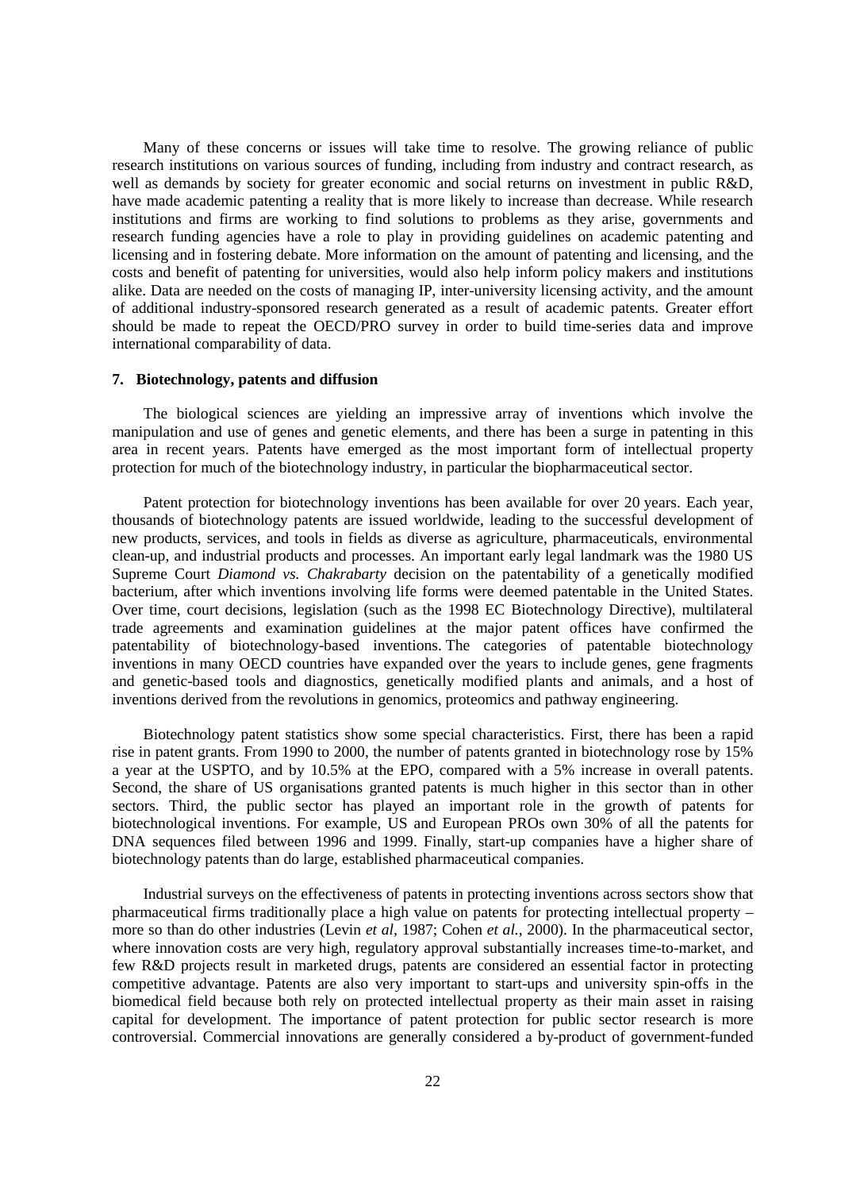Many of these concerns or issues will take time to resolve. The growing reliance of public research institutions on various sources of funding, including from industry and contract research, as well as demands by society for greater economic and social returns on investment in public R&D, have made academic patenting a reality that is more likely to increase than decrease. While research institutions and firms are working to find solutions to problems as they arise, governments and research funding agencies have a role to play in providing guidelines on academic patenting and licensing and in fostering debate. More information on the amount of patenting and licensing, and the costs and benefit of patenting for universities, would also help inform policy makers and institutions alike. Data are needed on the costs of managing IP, inter-university licensing activity, and the amount of additional industry-sponsored research generated as a result of academic patents. Greater effort should be made to repeat the OECD/PRO survey in order to build time-series data and improve international comparability of data.

## 7. Biotechnology, patents and diffusion

The biological sciences are yielding an impressive array of inventions which involve the manipulation and use of genes and genetic elements, and there has been a surge in patenting in this area in recent years. Patents have emerged as the most important form of intellectual property protection for much of the biotechnology industry, in particular the biopharmaceutical sector.

Patent protection for biotechnology inventions has been available for over 20 years. Each year, thousands of biotechnology patents are issued worldwide, leading to the successful development of new products, services, and tools in fields as diverse as agriculture, pharmaceuticals, environmental clean-up, and industrial products and processes. An important early legal landmark was the 1980 US Supreme Court *Diamond vs. Chakrabarty* decision on the patentability of a genetically modified bacterium, after which inventions involving life forms were deemed patentable in the United States. Over time, court decisions, legislation (such as the 1998 EC Biotechnology Directive), multilateral trade agreements and examination guidelines at the major patent offices have confirmed the patentability of biotechnology-based inventions. The categories of patentable biotechnology inventions in many OECD countries have expanded over the years to include genes, gene fragments and genetic-based tools and diagnostics, genetically modified plants and animals, and a host of inventions derived from the revolutions in genomics, proteomics and pathway engineering.

Biotechnology patent statistics show some special characteristics. First, there has been a rapid rise in patent grants. From 1990 to 2000, the number of patents granted in biotechnology rose by 15% a year at the USPTO, and by 10.5% at the EPO, compared with a 5% increase in overall patents. Second, the share of US organisations granted patents is much higher in this sector than in other sectors. Third, the public sector has played an important role in the growth of patents for biotechnological inventions. For example, US and European PROs own 30% of all the patents for DNA sequences filed between 1996 and 1999. Finally, start-up companies have a higher share of biotechnology patents than do large, established pharmaceutical companies.

Industrial surveys on the effectiveness of patents in protecting inventions across sectors show that pharmaceutical firms traditionally place a high value on patents for protecting intellectual property – more so than do other industries (Levin *et al*, 1987; Cohen *et al.*, 2000). In the pharmaceutical sector, where innovation costs are very high, regulatory approval substantially increases time-to-market, and few R&D projects result in marketed drugs, patents are considered an essential factor in protecting competitive advantage. Patents are also very important to start-ups and university spin-offs in the biomedical field because both rely on protected intellectual property as their main asset in raising capital for development. The importance of patent protection for public sector research is more controversial. Commercial innovations are generally considered a by-product of government-funded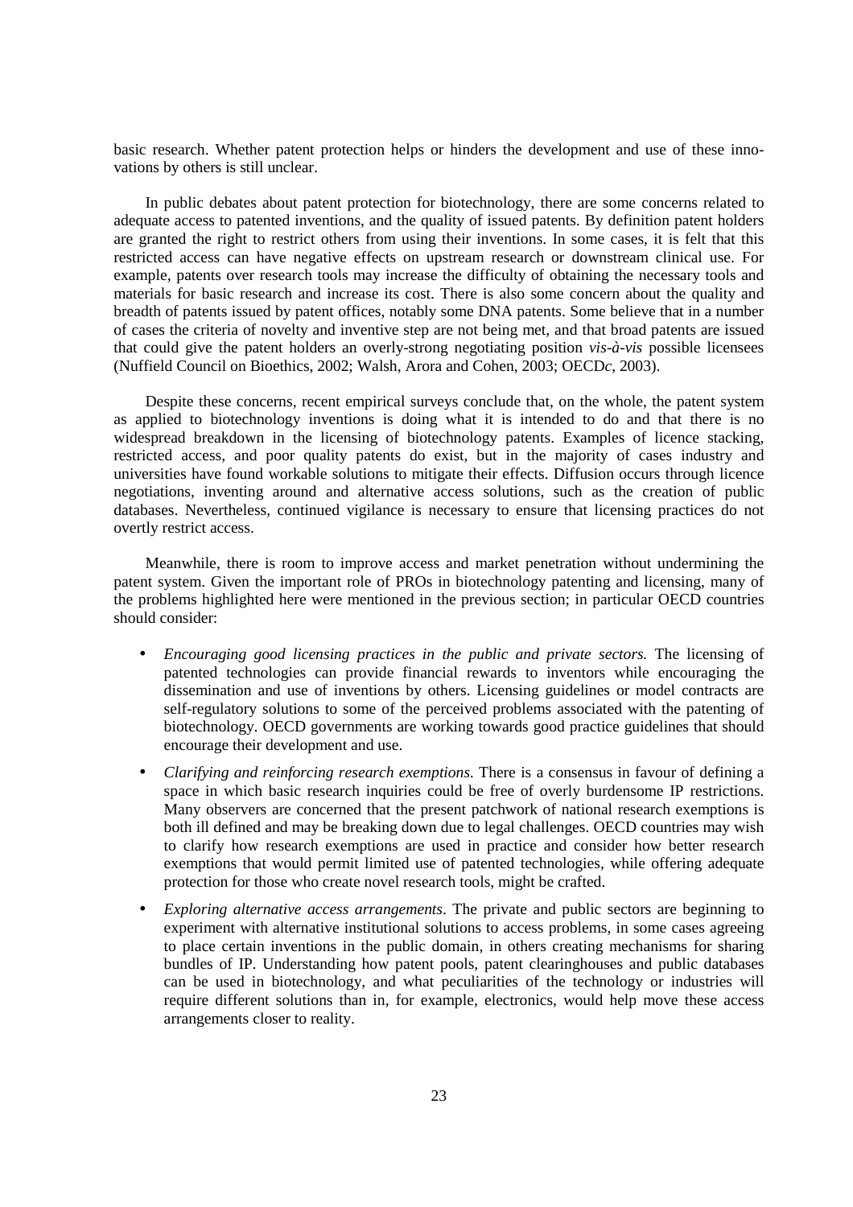basic research. Whether patent protection helps or hinders the development and use of these innovations by others is still unclear.

In public debates about patent protection for biotechnology, there are some concerns related to adequate access to patented inventions, and the quality of issued patents. By definition patent holders are granted the right to restrict others from using their inventions. In some cases, it is felt that this restricted access can have negative effects on upstream research or downstream clinical use. For example, patents over research tools may increase the difficulty of obtaining the necessary tools and materials for basic research and increase its cost. There is also some concern about the quality and breadth of patents issued by patent offices, notably some DNA patents. Some believe that in a number of cases the criteria of novelty and inventive step are not being met, and that broad patents are issued that could give the patent holders an overly-strong negotiating position *vis-à-vis* possible licensees (Nuffield Council on Bioethics, 2002; Walsh, Arora and Cohen, 2003; OECD*c*, 2003).

Despite these concerns, recent empirical surveys conclude that, on the whole, the patent system as applied to biotechnology inventions is doing what it is intended to do and that there is no widespread breakdown in the licensing of biotechnology patents. Examples of licence stacking, restricted access, and poor quality patents do exist, but in the majority of cases industry and universities have found workable solutions to mitigate their effects. Diffusion occurs through licence negotiations, inventing around and alternative access solutions, such as the creation of public databases. Nevertheless, continued vigilance is necessary to ensure that licensing practices do not overtly restrict access.

Meanwhile, there is room to improve access and market penetration without undermining the patent system. Given the important role of PROs in biotechnology patenting and licensing, many of the problems highlighted here were mentioned in the previous section; in particular OECD countries should consider:

- *Encouraging good licensing practices in the public and private sectors.* The licensing of patented technologies can provide financial rewards to inventors while encouraging the dissemination and use of inventions by others. Licensing guidelines or model contracts are self-regulatory solutions to some of the perceived problems associated with the patenting of biotechnology. OECD governments are working towards good practice guidelines that should encourage their development and use.
- *Clarifying and reinforcing research exemptions.* There is a consensus in favour of defining a space in which basic research inquiries could be free of overly burdensome IP restrictions. Many observers are concerned that the present patchwork of national research exemptions is both ill defined and may be breaking down due to legal challenges. OECD countries may wish to clarify how research exemptions are used in practice and consider how better research exemptions that would permit limited use of patented technologies, while offering adequate protection for those who create novel research tools, might be crafted.
- *Exploring alternative access arrangements*. The private and public sectors are beginning to experiment with alternative institutional solutions to access problems, in some cases agreeing to place certain inventions in the public domain, in others creating mechanisms for sharing bundles of IP. Understanding how patent pools, patent clearinghouses and public databases can be used in biotechnology, and what peculiarities of the technology or industries will require different solutions than in, for example, electronics, would help move these access arrangements closer to reality.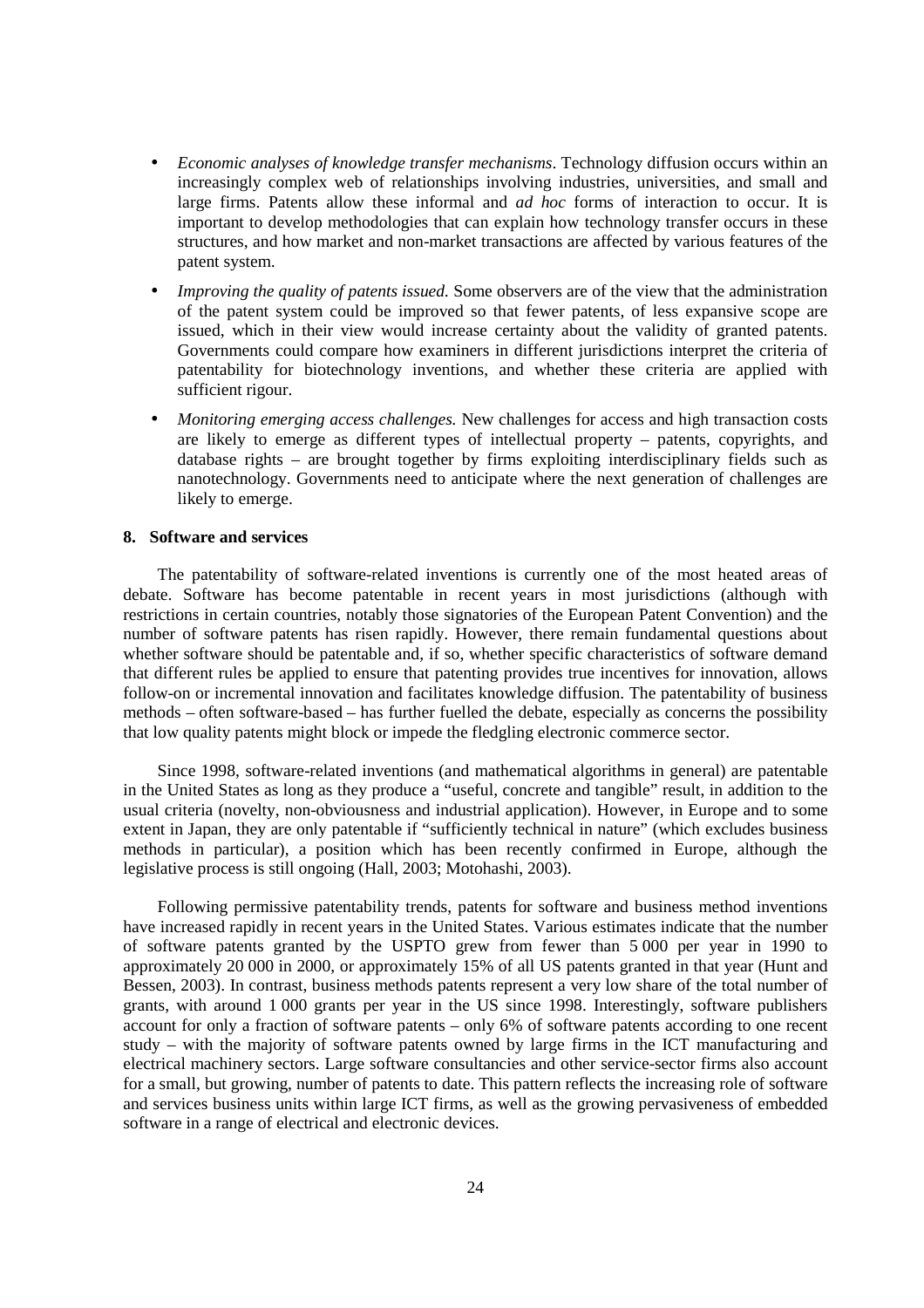- *Economic analyses of knowledge transfer mechanisms*. Technology diffusion occurs within an increasingly complex web of relationships involving industries, universities, and small and large firms. Patents allow these informal and *ad hoc* forms of interaction to occur. It is important to develop methodologies that can explain how technology transfer occurs in these structures, and how market and non-market transactions are affected by various features of the patent system.
- *Improving the quality of patents issued.* Some observers are of the view that the administration of the patent system could be improved so that fewer patents, of less expansive scope are issued, which in their view would increase certainty about the validity of granted patents. Governments could compare how examiners in different jurisdictions interpret the criteria of patentability for biotechnology inventions, and whether these criteria are applied with sufficient rigour.
- *Monitoring emerging access challenges.* New challenges for access and high transaction costs are likely to emerge as different types of intellectual property – patents, copyrights, and database rights – are brought together by firms exploiting interdisciplinary fields such as nanotechnology. Governments need to anticipate where the next generation of challenges are likely to emerge.

### 8. Software and services

The patentability of software-related inventions is currently one of the most heated areas of debate. Software has become patentable in recent years in most jurisdictions (although with restrictions in certain countries, notably those signatories of the European Patent Convention) and the number of software patents has risen rapidly. However, there remain fundamental questions about whether software should be patentable and, if so, whether specific characteristics of software demand that different rules be applied to ensure that patenting provides true incentives for innovation, allows follow-on or incremental innovation and facilitates knowledge diffusion. The patentability of business methods – often software-based – has further fuelled the debate, especially as concerns the possibility that low quality patents might block or impede the fledgling electronic commerce sector.

Since 1998, software-related inventions (and mathematical algorithms in general) are patentable in the United States as long as they produce a "useful, concrete and tangible" result, in addition to the usual criteria (novelty, non-obviousness and industrial application). However, in Europe and to some extent in Japan, they are only patentable if "sufficiently technical in nature" (which excludes business methods in particular), a position which has been recently confirmed in Europe, although the legislative process is still ongoing (Hall, 2003; Motohashi, 2003).

Following permissive patentability trends, patents for software and business method inventions have increased rapidly in recent years in the United States. Various estimates indicate that the number of software patents granted by the USPTO grew from fewer than 5 000 per year in 1990 to approximately 20 000 in 2000, or approximately 15% of all US patents granted in that year (Hunt and Bessen, 2003). In contrast, business methods patents represent a very low share of the total number of grants, with around 1 000 grants per year in the US since 1998. Interestingly, software publishers account for only a fraction of software patents – only 6% of software patents according to one recent study – with the majority of software patents owned by large firms in the ICT manufacturing and electrical machinery sectors. Large software consultancies and other service-sector firms also account for a small, but growing, number of patents to date. This pattern reflects the increasing role of software and services business units within large ICT firms, as well as the growing pervasiveness of embedded software in a range of electrical and electronic devices.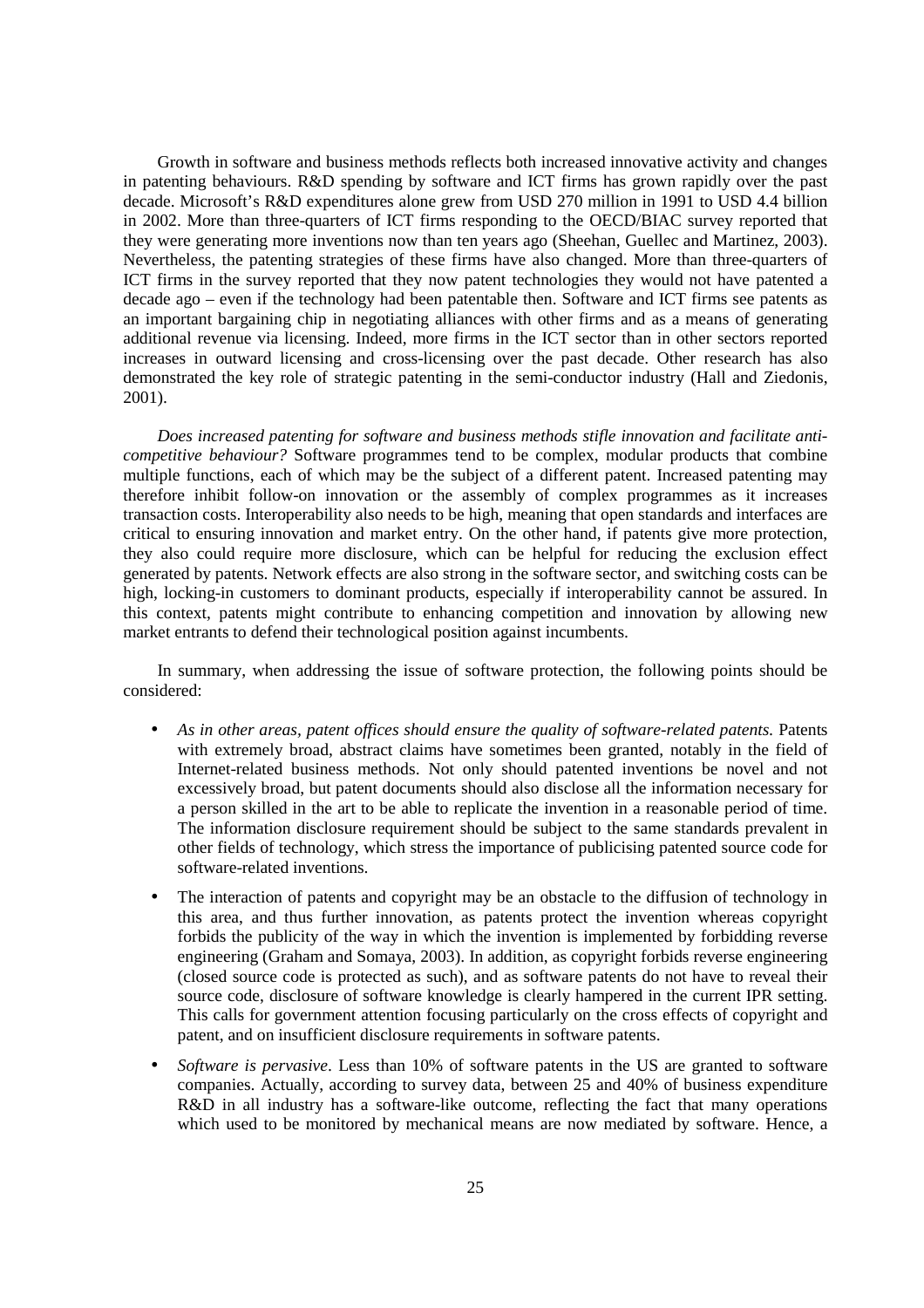Growth in software and business methods reflects both increased innovative activity and changes in patenting behaviours. R&D spending by software and ICT firms has grown rapidly over the past decade. Microsoft's R&D expenditures alone grew from USD 270 million in 1991 to USD 4.4 billion in 2002. More than three-quarters of ICT firms responding to the OECD/BIAC survey reported that they were generating more inventions now than ten years ago (Sheehan, Guellec and Martinez, 2003). Nevertheless, the patenting strategies of these firms have also changed. More than three-quarters of ICT firms in the survey reported that they now patent technologies they would not have patented a decade ago – even if the technology had been patentable then. Software and ICT firms see patents as an important bargaining chip in negotiating alliances with other firms and as a means of generating additional revenue via licensing. Indeed, more firms in the ICT sector than in other sectors reported increases in outward licensing and cross-licensing over the past decade. Other research has also demonstrated the key role of strategic patenting in the semi-conductor industry (Hall and Ziedonis, 2001).

*Does increased patenting for software and business methods stifle innovation and facilitate anti-competitive behaviour?* Software programmes tend to be complex, modular products that combine multiple functions, each of which may be the subject of a different patent. Increased patenting may therefore inhibit follow-on innovation or the assembly of complex programmes as it increases transaction costs. Interoperability also needs to be high, meaning that open standards and interfaces are critical to ensuring innovation and market entry. On the other hand, if patents give more protection, they also could require more disclosure, which can be helpful for reducing the exclusion effect generated by patents. Network effects are also strong in the software sector, and switching costs can be high, locking-in customers to dominant products, especially if interoperability cannot be assured. In this context, patents might contribute to enhancing competition and innovation by allowing new market entrants to defend their technological position against incumbents.

In summary, when addressing the issue of software protection, the following points should be considered:

- *As in other areas, patent offices should ensure the quality of software-related patents.* Patents with extremely broad, abstract claims have sometimes been granted, notably in the field of Internet-related business methods. Not only should patented inventions be novel and not excessively broad, but patent documents should also disclose all the information necessary for a person skilled in the art to be able to replicate the invention in a reasonable period of time. The information disclosure requirement should be subject to the same standards prevalent in other fields of technology, which stress the importance of publicising patented source code for software-related inventions.

- The interaction of patents and copyright may be an obstacle to the diffusion of technology in this area, and thus further innovation, as patents protect the invention whereas copyright forbids the publicity of the way in which the invention is implemented by forbidding reverse engineering (Graham and Somaya, 2003). In addition, as copyright forbids reverse engineering (closed source code is protected as such), and as software patents do not have to reveal their source code, disclosure of software knowledge is clearly hampered in the current IPR setting. This calls for government attention focusing particularly on the cross effects of copyright and patent, and on insufficient disclosure requirements in software patents.

- *Software is pervasive*. Less than 10% of software patents in the US are granted to software companies. Actually, according to survey data, between 25 and 40% of business expenditure R&D in all industry has a software-like outcome, reflecting the fact that many operations which used to be monitored by mechanical means are now mediated by software. Hence, a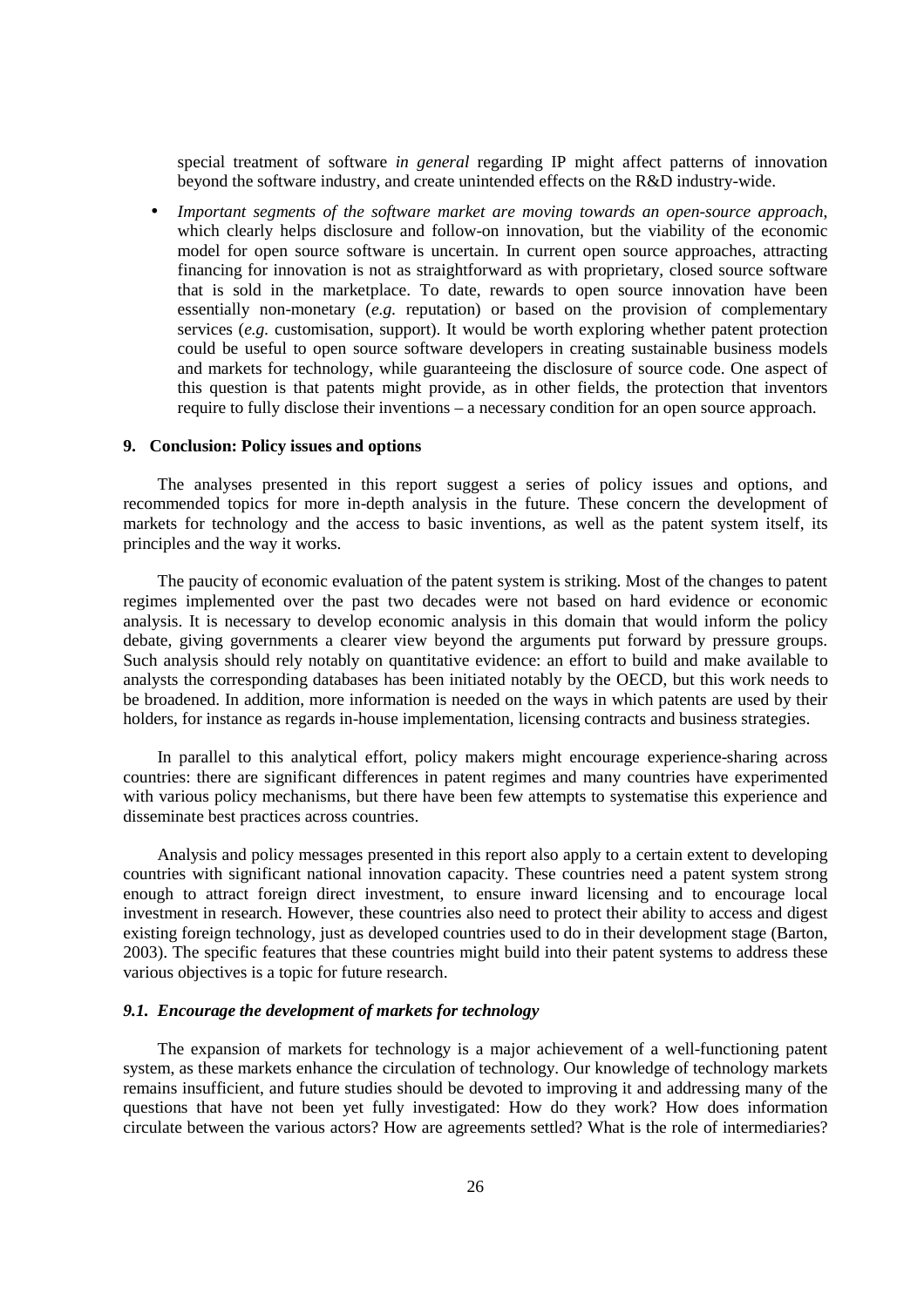special treatment of software *in general* regarding IP might affect patterns of innovation beyond the software industry, and create unintended effects on the R&D industry-wide.

- *Important segments of the software market are moving towards an open-source approach*, which clearly helps disclosure and follow-on innovation, but the viability of the economic model for open source software is uncertain. In current open source approaches, attracting financing for innovation is not as straightforward as with proprietary, closed source software that is sold in the marketplace. To date, rewards to open source innovation have been essentially non-monetary (*e.g.* reputation) or based on the provision of complementary services (*e.g.* customisation, support). It would be worth exploring whether patent protection could be useful to open source software developers in creating sustainable business models and markets for technology, while guaranteeing the disclosure of source code. One aspect of this question is that patents might provide, as in other fields, the protection that inventors require to fully disclose their inventions – a necessary condition for an open source approach.

## 9. Conclusion: Policy issues and options

The analyses presented in this report suggest a series of policy issues and options, and recommended topics for more in-depth analysis in the future. These concern the development of markets for technology and the access to basic inventions, as well as the patent system itself, its principles and the way it works.

The paucity of economic evaluation of the patent system is striking. Most of the changes to patent regimes implemented over the past two decades were not based on hard evidence or economic analysis. It is necessary to develop economic analysis in this domain that would inform the policy debate, giving governments a clearer view beyond the arguments put forward by pressure groups. Such analysis should rely notably on quantitative evidence: an effort to build and make available to analysts the corresponding databases has been initiated notably by the OECD, but this work needs to be broadened. In addition, more information is needed on the ways in which patents are used by their holders, for instance as regards in-house implementation, licensing contracts and business strategies.

In parallel to this analytical effort, policy makers might encourage experience-sharing across countries: there are significant differences in patent regimes and many countries have experimented with various policy mechanisms, but there have been few attempts to systematise this experience and disseminate best practices across countries.

Analysis and policy messages presented in this report also apply to a certain extent to developing countries with significant national innovation capacity. These countries need a patent system strong enough to attract foreign direct investment, to ensure inward licensing and to encourage local investment in research. However, these countries also need to protect their ability to access and digest existing foreign technology, just as developed countries used to do in their development stage (Barton, 2003). The specific features that these countries might build into their patent systems to address these various objectives is a topic for future research.

### *9.1. Encourage the development of markets for technology*

The expansion of markets for technology is a major achievement of a well-functioning patent system, as these markets enhance the circulation of technology. Our knowledge of technology markets remains insufficient, and future studies should be devoted to improving it and addressing many of the questions that have not been yet fully investigated: How do they work? How does information circulate between the various actors? How are agreements settled? What is the role of intermediaries?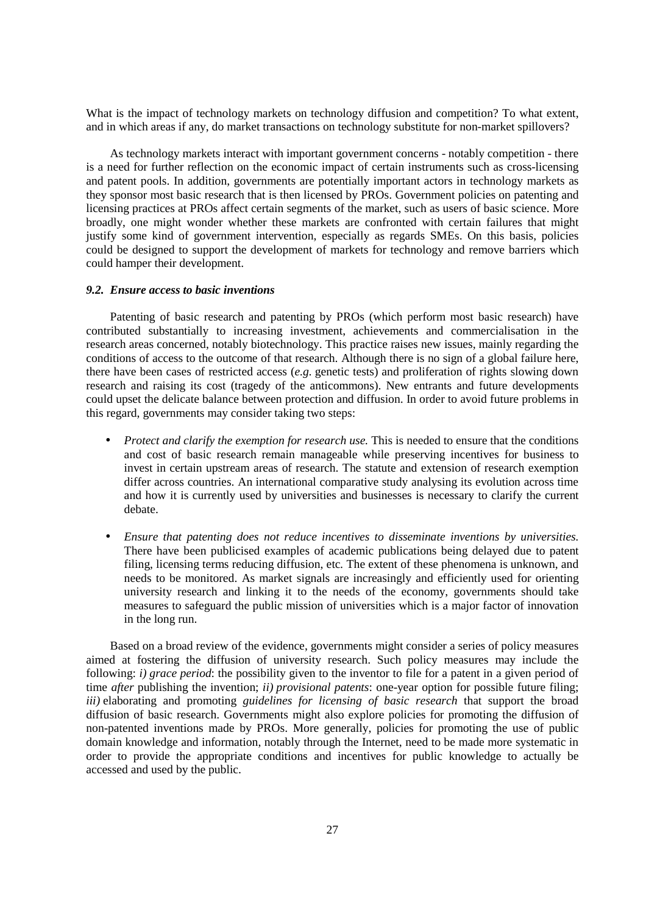What is the impact of technology markets on technology diffusion and competition? To what extent, and in which areas if any, do market transactions on technology substitute for non-market spillovers?

As technology markets interact with important government concerns - notably competition - there is a need for further reflection on the economic impact of certain instruments such as cross-licensing and patent pools. In addition, governments are potentially important actors in technology markets as they sponsor most basic research that is then licensed by PROs. Government policies on patenting and licensing practices at PROs affect certain segments of the market, such as users of basic science. More broadly, one might wonder whether these markets are confronted with certain failures that might justify some kind of government intervention, especially as regards SMEs. On this basis, policies could be designed to support the development of markets for technology and remove barriers which could hamper their development.

### *9.2. Ensure access to basic inventions*

Patenting of basic research and patenting by PROs (which perform most basic research) have contributed substantially to increasing investment, achievements and commercialisation in the research areas concerned, notably biotechnology. This practice raises new issues, mainly regarding the conditions of access to the outcome of that research. Although there is no sign of a global failure here, there have been cases of restricted access (*e.g.* genetic tests) and proliferation of rights slowing down research and raising its cost (tragedy of the anticommons). New entrants and future developments could upset the delicate balance between protection and diffusion. In order to avoid future problems in this regard, governments may consider taking two steps:

- *Protect and clarify the exemption for research use.* This is needed to ensure that the conditions and cost of basic research remain manageable while preserving incentives for business to invest in certain upstream areas of research. The statute and extension of research exemption differ across countries. An international comparative study analysing its evolution across time and how it is currently used by universities and businesses is necessary to clarify the current debate.
- *Ensure that patenting does not reduce incentives to disseminate inventions by universities.* There have been publicised examples of academic publications being delayed due to patent filing, licensing terms reducing diffusion, etc. The extent of these phenomena is unknown, and needs to be monitored. As market signals are increasingly and efficiently used for orienting university research and linking it to the needs of the economy, governments should take measures to safeguard the public mission of universities which is a major factor of innovation in the long run.

Based on a broad review of the evidence, governments might consider a series of policy measures aimed at fostering the diffusion of university research. Such policy measures may include the following: *i) grace period*: the possibility given to the inventor to file for a patent in a given period of time *after* publishing the invention; *ii) provisional patents*: one-year option for possible future filing; *iii)* elaborating and promoting *guidelines for licensing of basic research* that support the broad diffusion of basic research. Governments might also explore policies for promoting the diffusion of non-patented inventions made by PROs. More generally, policies for promoting the use of public domain knowledge and information, notably through the Internet, need to be made more systematic in order to provide the appropriate conditions and incentives for public knowledge to actually be accessed and used by the public.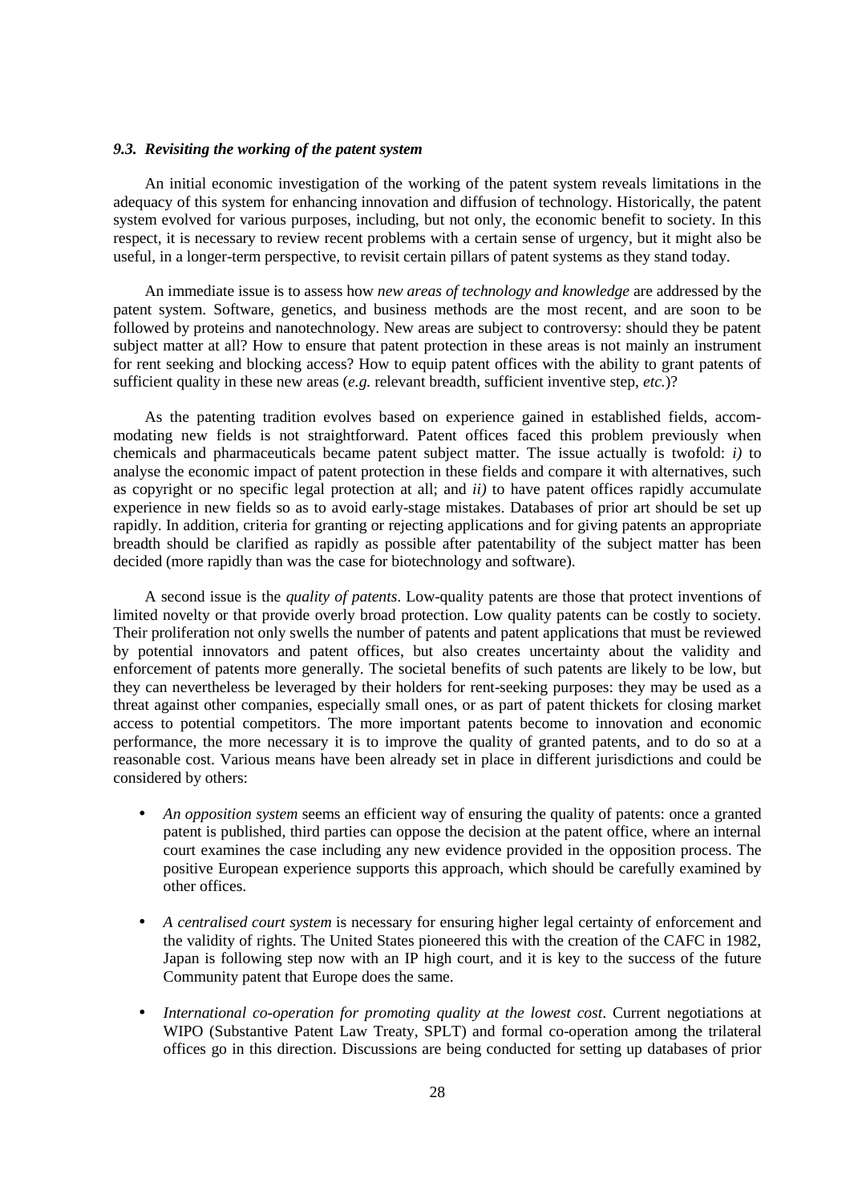### *9.3. Revisiting the working of the patent system*

An initial economic investigation of the working of the patent system reveals limitations in the adequacy of this system for enhancing innovation and diffusion of technology. Historically, the patent system evolved for various purposes, including, but not only, the economic benefit to society. In this respect, it is necessary to review recent problems with a certain sense of urgency, but it might also be useful, in a longer-term perspective, to revisit certain pillars of patent systems as they stand today.

An immediate issue is to assess how *new areas of technology and knowledge* are addressed by the patent system. Software, genetics, and business methods are the most recent, and are soon to be followed by proteins and nanotechnology. New areas are subject to controversy: should they be patent subject matter at all? How to ensure that patent protection in these areas is not mainly an instrument for rent seeking and blocking access? How to equip patent offices with the ability to grant patents of sufficient quality in these new areas (*e.g.* relevant breadth, sufficient inventive step, *etc.*)?

As the patenting tradition evolves based on experience gained in established fields, accommodating new fields is not straightforward. Patent offices faced this problem previously when chemicals and pharmaceuticals became patent subject matter. The issue actually is twofold: *i)* to analyse the economic impact of patent protection in these fields and compare it with alternatives, such as copyright or no specific legal protection at all; and *ii)* to have patent offices rapidly accumulate experience in new fields so as to avoid early-stage mistakes. Databases of prior art should be set up rapidly. In addition, criteria for granting or rejecting applications and for giving patents an appropriate breadth should be clarified as rapidly as possible after patentability of the subject matter has been decided (more rapidly than was the case for biotechnology and software).

A second issue is the *quality of patents*. Low-quality patents are those that protect inventions of limited novelty or that provide overly broad protection. Low quality patents can be costly to society. Their proliferation not only swells the number of patents and patent applications that must be reviewed by potential innovators and patent offices, but also creates uncertainty about the validity and enforcement of patents more generally. The societal benefits of such patents are likely to be low, but they can nevertheless be leveraged by their holders for rent-seeking purposes: they may be used as a threat against other companies, especially small ones, or as part of patent thickets for closing market access to potential competitors. The more important patents become to innovation and economic performance, the more necessary it is to improve the quality of granted patents, and to do so at a reasonable cost. Various means have been already set in place in different jurisdictions and could be considered by others:

- *An opposition system* seems an efficient way of ensuring the quality of patents: once a granted patent is published, third parties can oppose the decision at the patent office, where an internal court examines the case including any new evidence provided in the opposition process. The positive European experience supports this approach, which should be carefully examined by other offices.

- *A centralised court system* is necessary for ensuring higher legal certainty of enforcement and the validity of rights. The United States pioneered this with the creation of the CAFC in 1982, Japan is following step now with an IP high court, and it is key to the success of the future Community patent that Europe does the same.

- *International co-operation for promoting quality at the lowest cost*. Current negotiations at WIPO (Substantive Patent Law Treaty, SPLT) and formal co-operation among the trilateral offices go in this direction. Discussions are being conducted for setting up databases of prior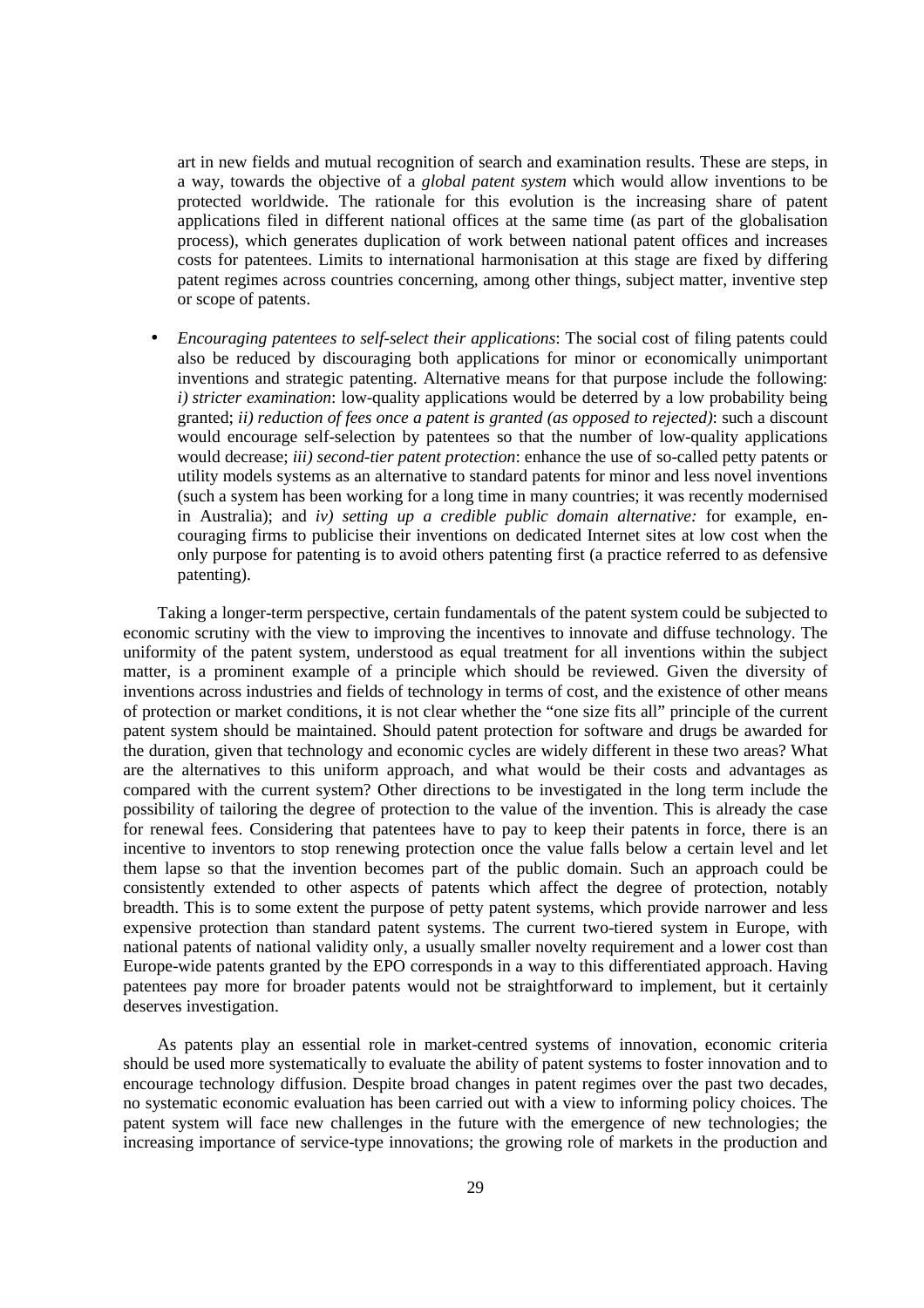art in new fields and mutual recognition of search and examination results. These are steps, in a way, towards the objective of a *global patent system* which would allow inventions to be protected worldwide. The rationale for this evolution is the increasing share of patent applications filed in different national offices at the same time (as part of the globalisation process), which generates duplication of work between national patent offices and increases costs for patentees. Limits to international harmonisation at this stage are fixed by differing patent regimes across countries concerning, among other things, subject matter, inventive step or scope of patents.

- *Encouraging patentees to self-select their applications*: The social cost of filing patents could also be reduced by discouraging both applications for minor or economically unimportant inventions and strategic patenting. Alternative means for that purpose include the following: *i) stricter examination*: low-quality applications would be deterred by a low probability being granted; *ii) reduction of fees once a patent is granted (as opposed to rejected)*: such a discount would encourage self-selection by patentees so that the number of low-quality applications would decrease; *iii) second-tier patent protection*: enhance the use of so-called petty patents or utility models systems as an alternative to standard patents for minor and less novel inventions (such a system has been working for a long time in many countries; it was recently modernised in Australia); and *iv) setting up a credible public domain alternative:* for example, encouraging firms to publicise their inventions on dedicated Internet sites at low cost when the only purpose for patenting is to avoid others patenting first (a practice referred to as defensive patenting).

Taking a longer-term perspective, certain fundamentals of the patent system could be subjected to economic scrutiny with the view to improving the incentives to innovate and diffuse technology. The uniformity of the patent system, understood as equal treatment for all inventions within the subject matter, is a prominent example of a principle which should be reviewed. Given the diversity of inventions across industries and fields of technology in terms of cost, and the existence of other means of protection or market conditions, it is not clear whether the "one size fits all" principle of the current patent system should be maintained. Should patent protection for software and drugs be awarded for the duration, given that technology and economic cycles are widely different in these two areas? What are the alternatives to this uniform approach, and what would be their costs and advantages as compared with the current system? Other directions to be investigated in the long term include the possibility of tailoring the degree of protection to the value of the invention. This is already the case for renewal fees. Considering that patentees have to pay to keep their patents in force, there is an incentive to inventors to stop renewing protection once the value falls below a certain level and let them lapse so that the invention becomes part of the public domain. Such an approach could be consistently extended to other aspects of patents which affect the degree of protection, notably breadth. This is to some extent the purpose of petty patent systems, which provide narrower and less expensive protection than standard patent systems. The current two-tiered system in Europe, with national patents of national validity only, a usually smaller novelty requirement and a lower cost than Europe-wide patents granted by the EPO corresponds in a way to this differentiated approach. Having patentees pay more for broader patents would not be straightforward to implement, but it certainly deserves investigation.

As patents play an essential role in market-centred systems of innovation, economic criteria should be used more systematically to evaluate the ability of patent systems to foster innovation and to encourage technology diffusion. Despite broad changes in patent regimes over the past two decades, no systematic economic evaluation has been carried out with a view to informing policy choices. The patent system will face new challenges in the future with the emergence of new technologies; the increasing importance of service-type innovations; the growing role of markets in the production and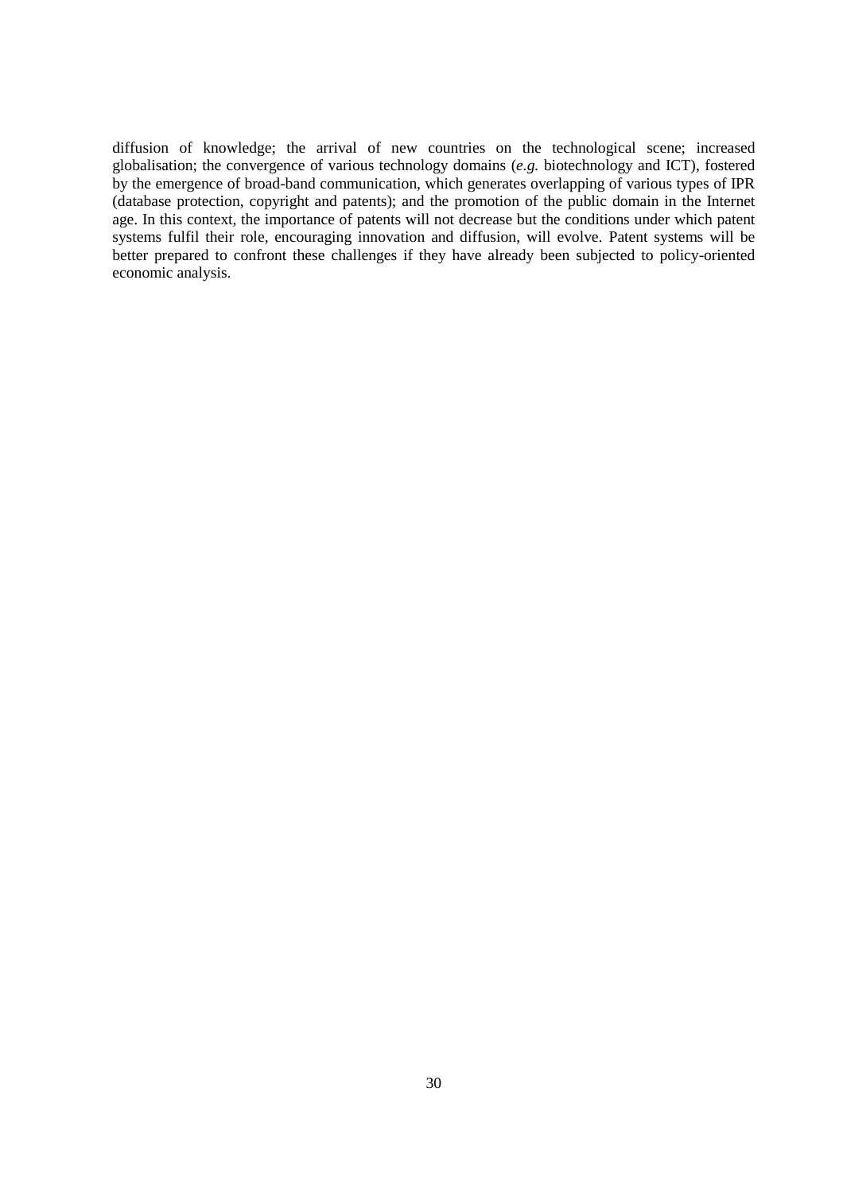diffusion of knowledge; the arrival of new countries on the technological scene; increased globalisation; the convergence of various technology domains (*e.g.* biotechnology and ICT), fostered by the emergence of broad-band communication, which generates overlapping of various types of IPR (database protection, copyright and patents); and the promotion of the public domain in the Internet age. In this context, the importance of patents will not decrease but the conditions under which patent systems fulfil their role, encouraging innovation and diffusion, will evolve. Patent systems will be better prepared to confront these challenges if they have already been subjected to policy-oriented economic analysis.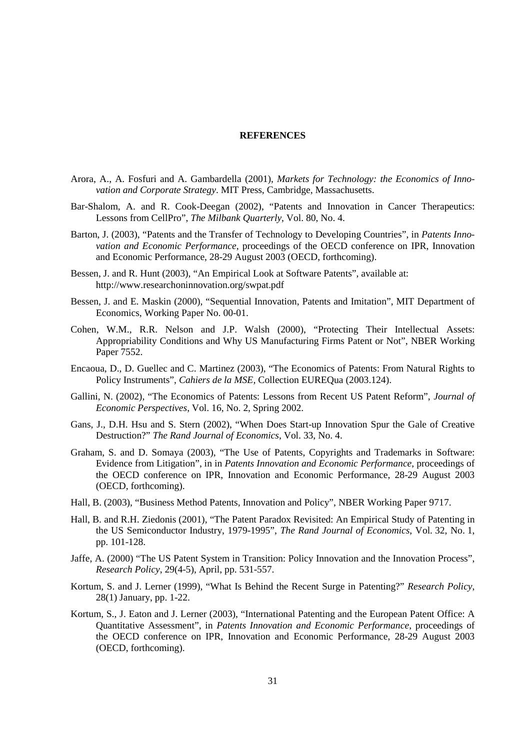**REFERENCES**

Arora, A., A. Fosfuri and A. Gambardella (2001), *Markets for Technology: the Economics of Innovation and Corporate Strategy*. MIT Press, Cambridge, Massachusetts.

Bar-Shalom, A. and R. Cook-Deegan (2002), "Patents and Innovation in Cancer Therapeutics: Lessons from CellPro", *The Milbank Quarterly*, Vol. 80, No. 4.

Barton, J. (2003), "Patents and the Transfer of Technology to Developing Countries", in *Patents Innovation and Economic Performance*, proceedings of the OECD conference on IPR, Innovation and Economic Performance, 28-29 August 2003 (OECD, forthcoming).

Bessen, J. and R. Hunt (2003), "An Empirical Look at Software Patents", available at: http://www.researchoninnovation.org/swpat.pdf

Bessen, J. and E. Maskin (2000), "Sequential Innovation, Patents and Imitation", MIT Department of Economics, Working Paper No. 00-01.

Cohen, W.M., R.R. Nelson and J.P. Walsh (2000), "Protecting Their Intellectual Assets: Appropriability Conditions and Why US Manufacturing Firms Patent or Not", NBER Working Paper 7552.

Encaoua, D., D. Guellec and C. Martinez (2003), "The Economics of Patents: From Natural Rights to Policy Instruments", *Cahiers de la MSE*, Collection EUREQua (2003.124).

Gallini, N. (2002), "The Economics of Patents: Lessons from Recent US Patent Reform", *Journal of Economic Perspectives*, Vol. 16, No. 2, Spring 2002.

Gans, J., D.H. Hsu and S. Stern (2002), "When Does Start-up Innovation Spur the Gale of Creative Destruction?" *The Rand Journal of Economics*, Vol. 33, No. 4.

Graham, S. and D. Somaya (2003), "The Use of Patents, Copyrights and Trademarks in Software: Evidence from Litigation", in in *Patents Innovation and Economic Performance*, proceedings of the OECD conference on IPR, Innovation and Economic Performance, 28-29 August 2003 (OECD, forthcoming).

Hall, B. (2003), "Business Method Patents, Innovation and Policy", NBER Working Paper 9717.

Hall, B. and R.H. Ziedonis (2001), "The Patent Paradox Revisited: An Empirical Study of Patenting in the US Semiconductor Industry, 1979-1995", *The Rand Journal of Economics*, Vol. 32, No. 1, pp. 101-128.

Jaffe, A. (2000) "The US Patent System in Transition: Policy Innovation and the Innovation Process", *Research Policy*, 29(4-5), April, pp. 531-557.

Kortum, S. and J. Lerner (1999), "What Is Behind the Recent Surge in Patenting?" *Research Policy*, 28(1) January, pp. 1-22.

Kortum, S., J. Eaton and J. Lerner (2003), "International Patenting and the European Patent Office: A Quantitative Assessment", in *Patents Innovation and Economic Performance*, proceedings of the OECD conference on IPR, Innovation and Economic Performance, 28-29 August 2003 (OECD, forthcoming).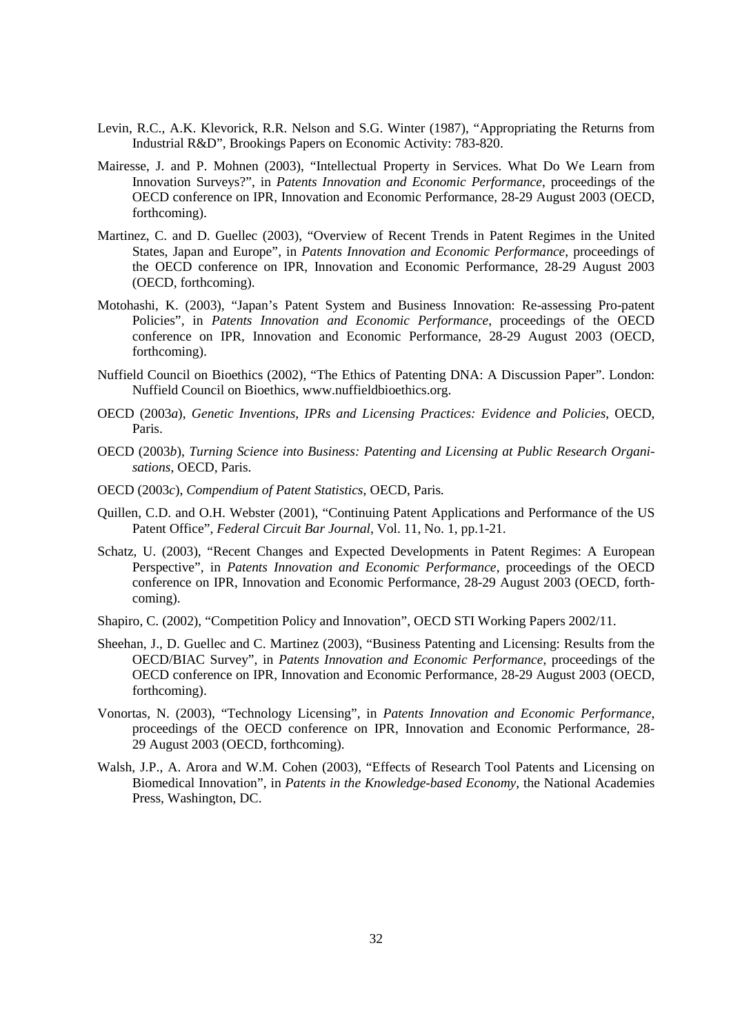Levin, R.C., A.K. Klevorick, R.R. Nelson and S.G. Winter (1987), "Appropriating the Returns from Industrial R&D", Brookings Papers on Economic Activity: 783-820.

Mairesse, J. and P. Mohnen (2003), "Intellectual Property in Services. What Do We Learn from Innovation Surveys?", in *Patents Innovation and Economic Performance*, proceedings of the OECD conference on IPR, Innovation and Economic Performance, 28-29 August 2003 (OECD, forthcoming).

Martinez, C. and D. Guellec (2003), "Overview of Recent Trends in Patent Regimes in the United States, Japan and Europe", in *Patents Innovation and Economic Performance*, proceedings of the OECD conference on IPR, Innovation and Economic Performance, 28-29 August 2003 (OECD, forthcoming).

Motohashi, K. (2003), "Japan's Patent System and Business Innovation: Re-assessing Pro-patent Policies", in *Patents Innovation and Economic Performance*, proceedings of the OECD conference on IPR, Innovation and Economic Performance, 28-29 August 2003 (OECD, forthcoming).

Nuffield Council on Bioethics (2002), "The Ethics of Patenting DNA: A Discussion Paper". London: Nuffield Council on Bioethics, www.nuffieldbioethics.org.

OECD (2003*a*), *Genetic Inventions, IPRs and Licensing Practices: Evidence and Policies*, OECD, Paris.

OECD (2003*b*), *Turning Science into Business: Patenting and Licensing at Public Research Organisations*, OECD, Paris.

OECD (2003*c*), *Compendium of Patent Statistics*, OECD, Paris.

Quillen, C.D. and O.H. Webster (2001), "Continuing Patent Applications and Performance of the US Patent Office", *Federal Circuit Bar Journal*, Vol. 11, No. 1, pp.1-21.

Schatz, U. (2003), "Recent Changes and Expected Developments in Patent Regimes: A European Perspective", in *Patents Innovation and Economic Performance*, proceedings of the OECD conference on IPR, Innovation and Economic Performance, 28-29 August 2003 (OECD, forthcoming).

Shapiro, C. (2002), "Competition Policy and Innovation", OECD STI Working Papers 2002/11.

Sheehan, J., D. Guellec and C. Martinez (2003), "Business Patenting and Licensing: Results from the OECD/BIAC Survey", in *Patents Innovation and Economic Performance*, proceedings of the OECD conference on IPR, Innovation and Economic Performance, 28-29 August 2003 (OECD, forthcoming).

Vonortas, N. (2003), "Technology Licensing", in *Patents Innovation and Economic Performance*, proceedings of the OECD conference on IPR, Innovation and Economic Performance, 28-29 August 2003 (OECD, forthcoming).

Walsh, J.P., A. Arora and W.M. Cohen (2003), "Effects of Research Tool Patents and Licensing on Biomedical Innovation", in *Patents in the Knowledge-based Economy*, the National Academies Press, Washington, DC.